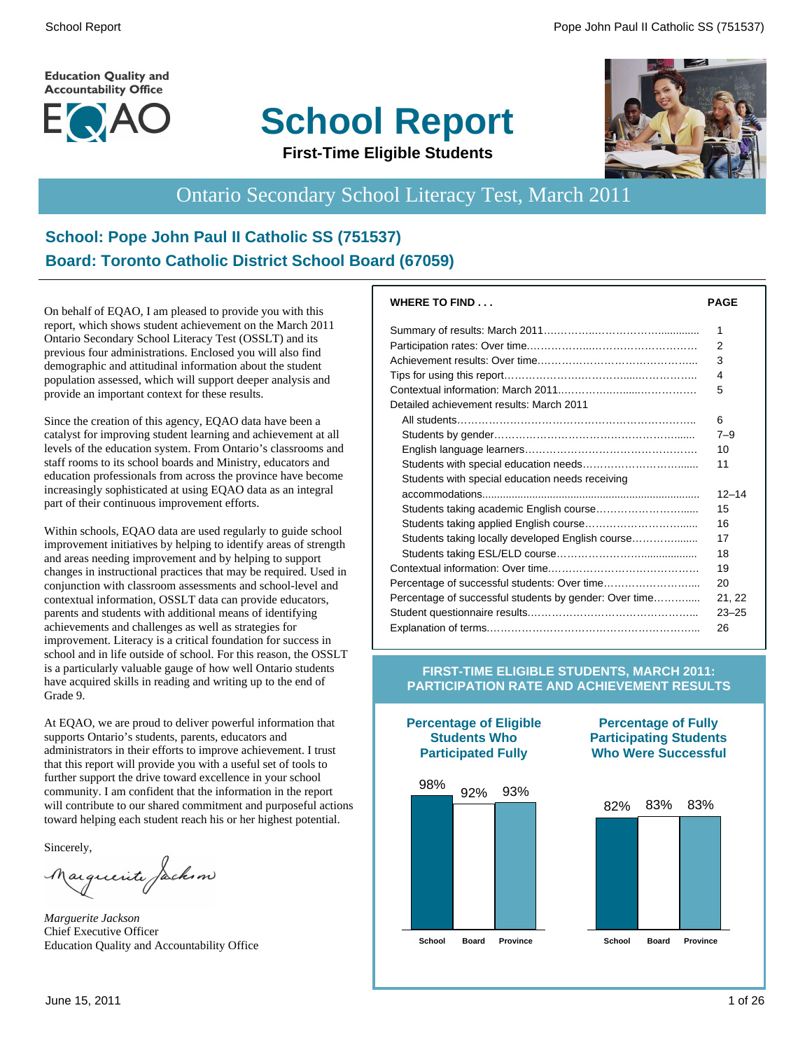Education Quality and Accountability Office

EQAO

# School Report

**First-Time Eligible Students**

## Ontario Secondary School Literacy Test, March 2011

### School: Pope John Paul II Catholic SS (751537)
### Board: Toronto Catholic District School Board (67059)

On behalf of EQAO, I am pleased to provide you with this report, which shows student achievement on the March 2011 Ontario Secondary School Literacy Test (OSSLT) and its previous four administrations. Enclosed you will also find demographic and attitudinal information about the student population assessed, which will support deeper analysis and provide an important context for these results.

Since the creation of this agency, EQAO data have been a catalyst for improving student learning and achievement at all levels of the education system. From Ontario's classrooms and staff rooms to its school boards and Ministry, educators and education professionals from across the province have become increasingly sophisticated at using EQAO data as an integral part of their continuous improvement efforts.

Within schools, EQAO data are used regularly to guide school improvement initiatives by helping to identify areas of strength and areas needing improvement and by helping to support changes in instructional practices that may be required. Used in conjunction with classroom assessments and school-level and contextual information, OSSLT data can provide educators, parents and students with additional means of identifying achievements and challenges as well as strategies for improvement. Literacy is a critical foundation for success in school and in life outside of school. For this reason, the OSSLT is a particularly valuable gauge of how well Ontario students have acquired skills in reading and writing up to the end of Grade 9.

At EQAO, we are proud to deliver powerful information that supports Ontario's students, parents, educators and administrators in their efforts to improve achievement. I trust that this report will provide you with a useful set of tools to further support the drive toward excellence in your school community. I am confident that the information in the report will contribute to our shared commitment and purposeful actions toward helping each student reach his or her highest potential.

Sincerely,

*Marguerite Jackson*
Chief Executive Officer
Education Quality and Accountability Office

| WHERE TO FIND . . . | PAGE |
|---|---|
| Summary of results: March 2011 | 1 |
| Participation rates: Over time | 2 |
| Achievement results: Over time | 3 |
| Tips for using this report | 4 |
| Contextual information: March 2011 | 5 |
| Detailed achievement results: March 2011 | |
| All students | 6 |
| Students by gender | 7–9 |
| English language learners | 10 |
| Students with special education needs | 11 |
| Students with special education needs receiving accommodations | 12–14 |
| Students taking academic English course | 15 |
| Students taking applied English course | 16 |
| Students taking locally developed English course | 17 |
| Students taking ESL/ELD course | 18 |
| Contextual information: Over time | 19 |
| Percentage of successful students: Over time | 20 |
| Percentage of successful students by gender: Over time | 21, 22 |
| Student questionnaire results | 23–25 |
| Explanation of terms | 26 |

**FIRST-TIME ELIGIBLE STUDENTS, MARCH 2011: PARTICIPATION RATE AND ACHIEVEMENT RESULTS**

| | School | Board | Province |
|---|---|---|---|
| Percentage of Eligible Students Who Participated Fully | 98% | 92% | 93% |
| Percentage of Fully Participating Students Who Were Successful | 82% | 83% | 83% |

June 15, 2011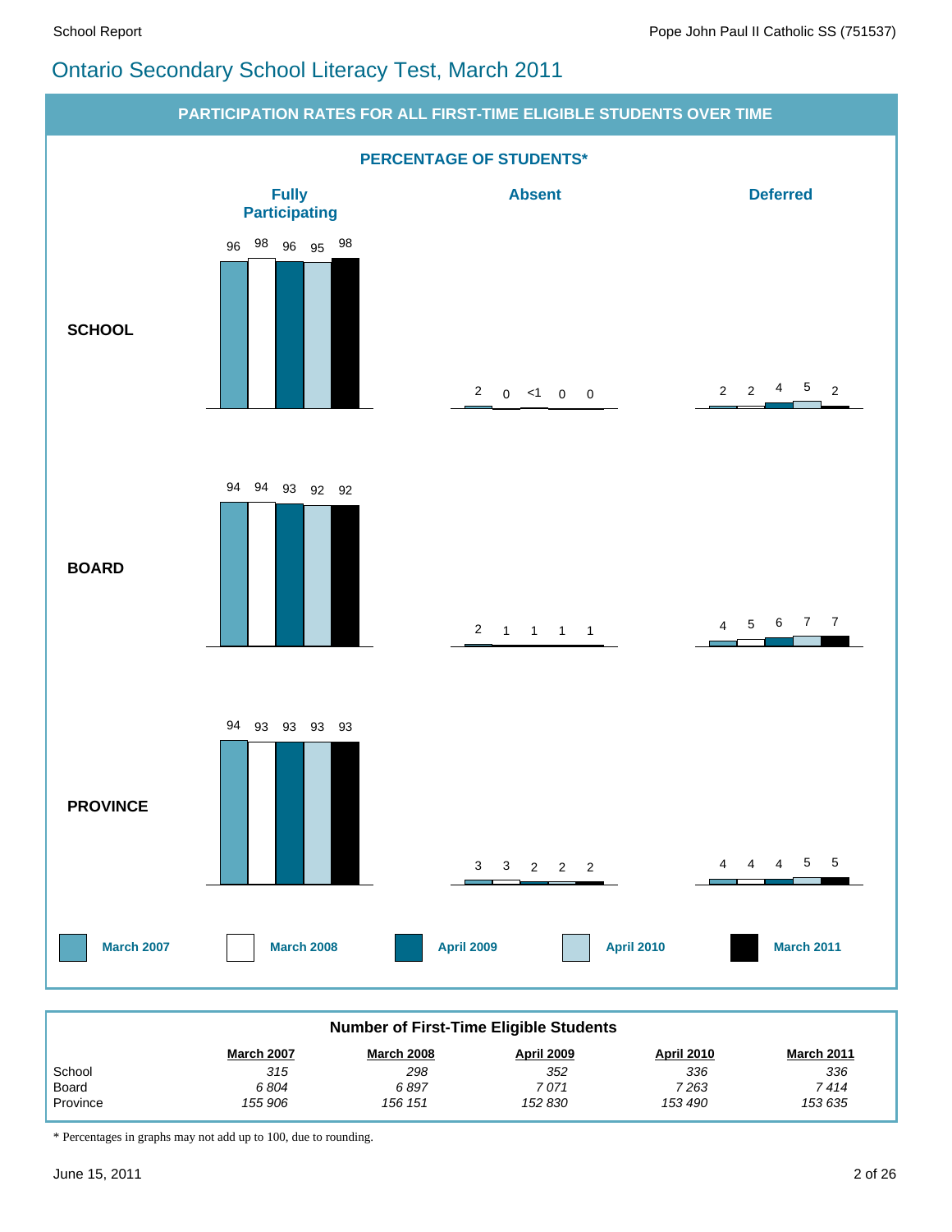# Ontario Secondary School Literacy Test, March 2011

## PARTICIPATION RATES FOR ALL FIRST-TIME ELIGIBLE STUDENTS OVER TIME

### PERCENTAGE OF STUDENTS*

| | | March 2007 | March 2008 | April 2009 | April 2010 | March 2011 |
|---|---|---|---|---|---|---|
| SCHOOL | Fully Participating | 96 | 98 | 96 | 95 | 98 |
| | Absent | 2 | 0 | <1 | 0 | 0 |
| | Deferred | 2 | 2 | 4 | 5 | 2 |
| BOARD | Fully Participating | 94 | 94 | 93 | 92 | 92 |
| | Absent | 2 | 1 | 1 | 1 | 1 |
| | Deferred | 4 | 5 | 6 | 7 | 7 |
| PROVINCE | Fully Participating | 94 | 93 | 93 | 93 | 93 |
| | Absent | 3 | 3 | 2 | 2 | 2 |
| | Deferred | 4 | 4 | 4 | 5 | 5 |

### Number of First-Time Eligible Students

| | March 2007 | March 2008 | April 2009 | April 2010 | March 2011 |
|---|---|---|---|---|---|
| School | *315* | *298* | *352* | *336* | *336* |
| Board | *6 804* | *6 897* | *7 071* | *7 263* | *7 414* |
| Province | *155 906* | *156 151* | *152 830* | *153 490* | *153 635* |

* Percentages in graphs may not add up to 100, due to rounding.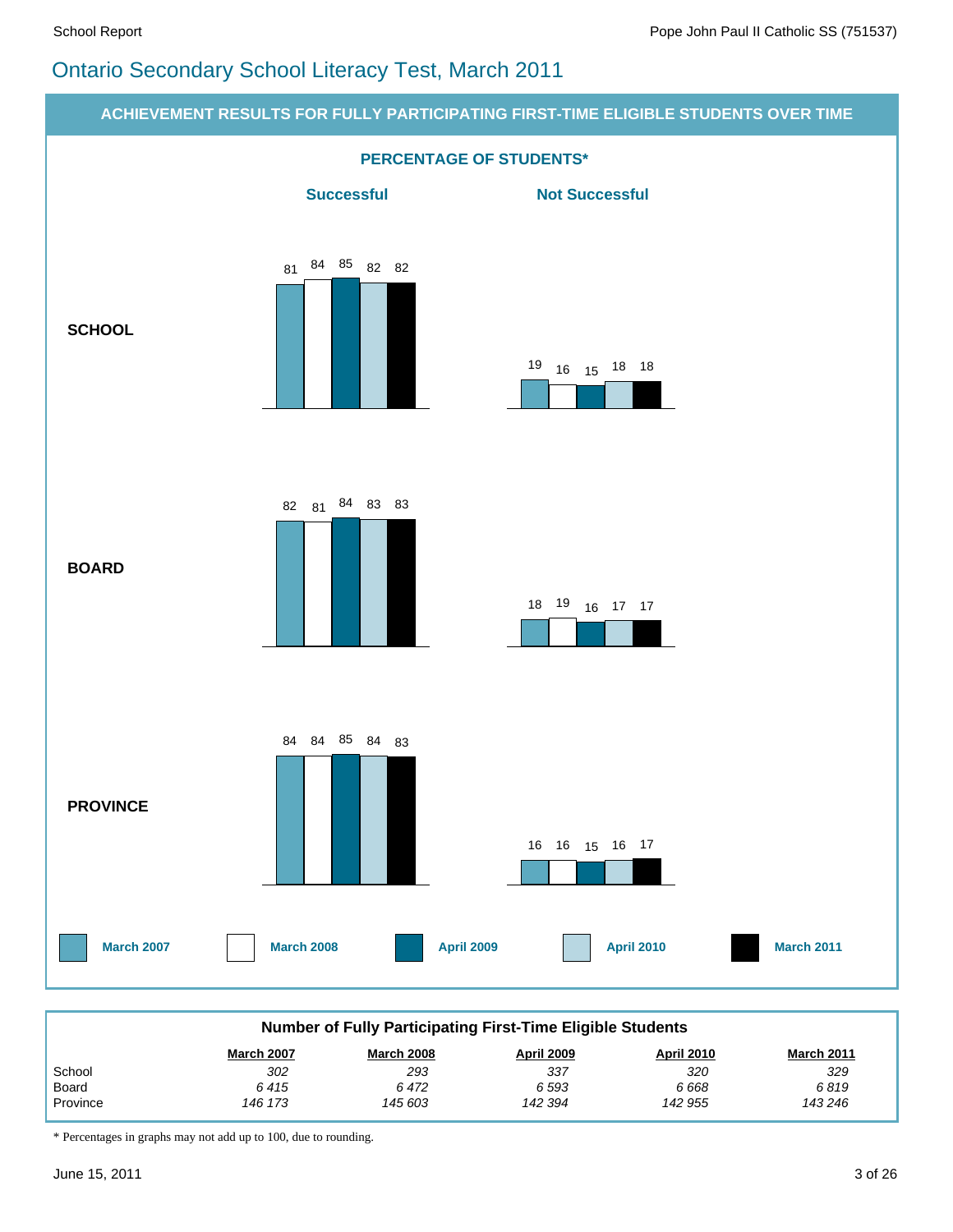# Ontario Secondary School Literacy Test, March 2011

## ACHIEVEMENT RESULTS FOR FULLY PARTICIPATING FIRST-TIME ELIGIBLE STUDENTS OVER TIME

### PERCENTAGE OF STUDENTS*

| | Successful | | | | | Not Successful | | | | |
|---|---|---|---|---|---|---|---|---|---|---|
| | March 2007 | March 2008 | April 2009 | April 2010 | March 2011 | March 2007 | March 2008 | April 2009 | April 2010 | March 2011 |
| **SCHOOL** | 81 | 84 | 85 | 82 | 82 | 19 | 16 | 15 | 18 | 18 |
| **BOARD** | 82 | 81 | 84 | 83 | 83 | 18 | 19 | 16 | 17 | 17 |
| **PROVINCE** | 84 | 84 | 85 | 84 | 83 | 16 | 16 | 15 | 16 | 17 |

### Number of Fully Participating First-Time Eligible Students

| | March 2007 | March 2008 | April 2009 | April 2010 | March 2011 |
|---|---|---|---|---|---|
| School | *302* | *293* | *337* | *320* | *329* |
| Board | *6 415* | *6 472* | *6 593* | *6 668* | *6 819* |
| Province | *146 173* | *145 603* | *142 394* | *142 955* | *143 246* |

\* Percentages in graphs may not add up to 100, due to rounding.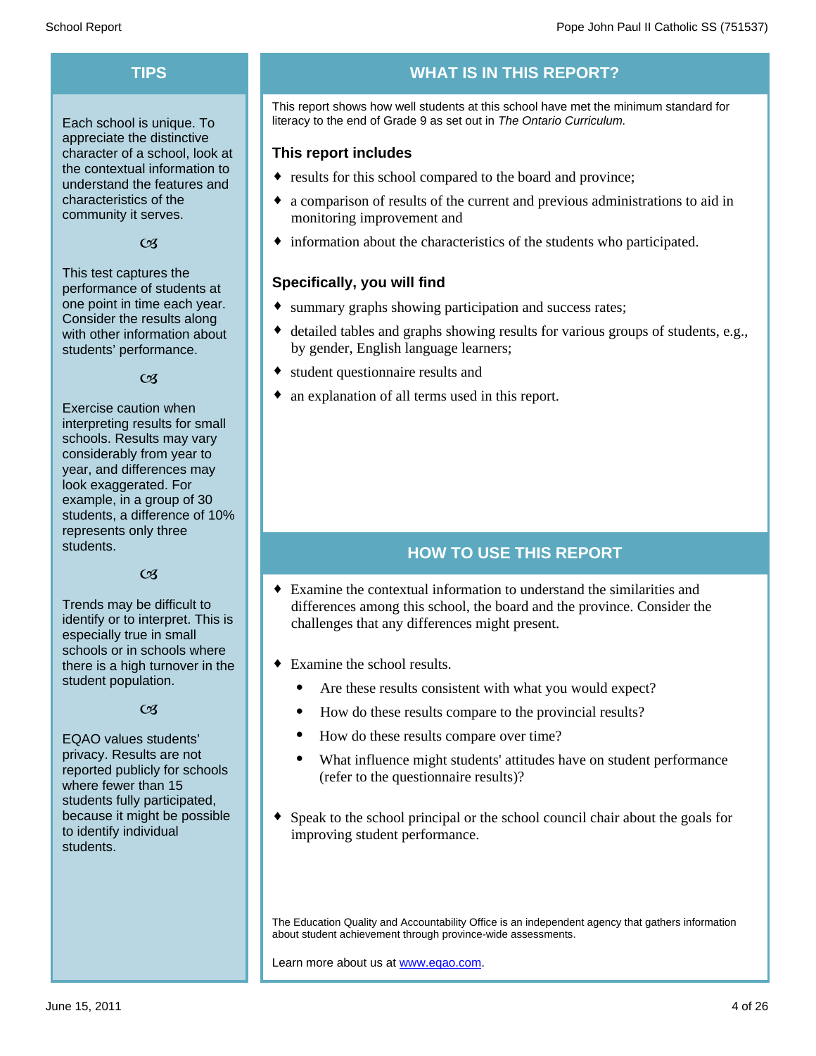## TIPS

Each school is unique. To appreciate the distinctive character of a school, look at the contextual information to understand the features and characteristics of the community it serves.

ಡ

This test captures the performance of students at one point in time each year. Consider the results along with other information about students' performance.

ಡ

Exercise caution when interpreting results for small schools. Results may vary considerably from year to year, and differences may look exaggerated. For example, in a group of 30 students, a difference of 10% represents only three students.

ಡ

Trends may be difficult to identify or to interpret. This is especially true in small schools or in schools where there is a high turnover in the student population.

ಡ

EQAO values students' privacy. Results are not reported publicly for schools where fewer than 15 students fully participated, because it might be possible to identify individual students.

## WHAT IS IN THIS REPORT?

This report shows how well students at this school have met the minimum standard for literacy to the end of Grade 9 as set out in *The Ontario Curriculum.*

### This report includes

- results for this school compared to the board and province;
- a comparison of results of the current and previous administrations to aid in monitoring improvement and
- information about the characteristics of the students who participated.

### Specifically, you will find

- summary graphs showing participation and success rates;
- detailed tables and graphs showing results for various groups of students, e.g., by gender, English language learners;
- student questionnaire results and
- an explanation of all terms used in this report.

## HOW TO USE THIS REPORT

- Examine the contextual information to understand the similarities and differences among this school, the board and the province. Consider the challenges that any differences might present.
- Examine the school results.
  - Are these results consistent with what you would expect?
  - How do these results compare to the provincial results?
  - How do these results compare over time?
  - What influence might students' attitudes have on student performance (refer to the questionnaire results)?
- Speak to the school principal or the school council chair about the goals for improving student performance.

The Education Quality and Accountability Office is an independent agency that gathers information about student achievement through province-wide assessments.

Learn more about us at [www.eqao.com](http://www.eqao.com).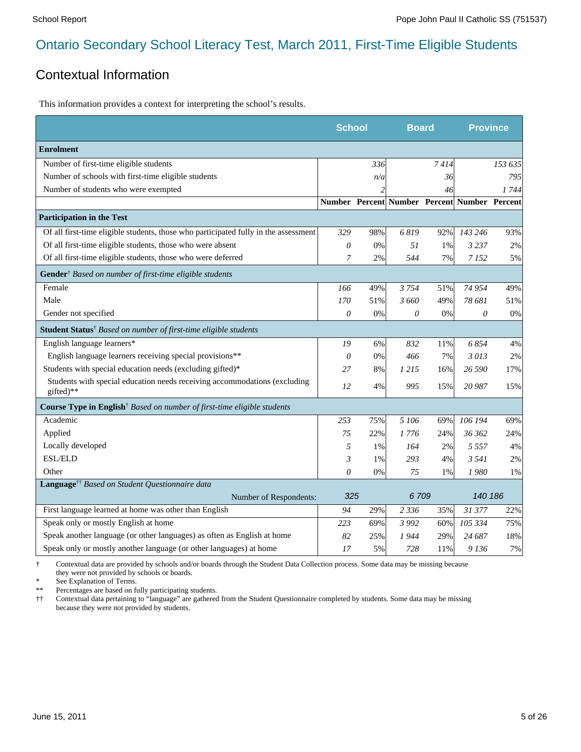# Ontario Secondary School Literacy Test, March 2011, First-Time Eligible Students

## Contextual Information

This information provides a context for interpreting the school's results.

| | School | | Board | | Province | |
|---|---|---|---|---|---|---|
| **Enrolment** | | | | | | |
| Number of first-time eligible students | | 336 | | 7 414 | | 153 635 |
| Number of schools with first-time eligible students | | n/a | | 36 | | 795 |
| Number of students who were exempted | | 2 | | 46 | | 1 744 |
| | **Number** | **Percent** | **Number** | **Percent** | **Number** | **Percent** |
| **Participation in the Test** | | | | | | |
| Of all first-time eligible students, those who participated fully in the assessment | 329 | 98% | 6 819 | 92% | 143 246 | 93% |
| Of all first-time eligible students, those who were absent | 0 | 0% | 51 | 1% | 3 237 | 2% |
| Of all first-time eligible students, those who were deferred | 7 | 2% | 544 | 7% | 7 152 | 5% |
| **Gender**† *Based on number of first-time eligible students* | | | | | | |
| Female | 166 | 49% | 3 754 | 51% | 74 954 | 49% |
| Male | 170 | 51% | 3 660 | 49% | 78 681 | 51% |
| Gender not specified | 0 | 0% | 0 | 0% | 0 | 0% |
| **Student Status**† *Based on number of first-time eligible students* | | | | | | |
| English language learners* | 19 | 6% | 832 | 11% | 6 854 | 4% |
| English language learners receiving special provisions** | 0 | 0% | 466 | 7% | 3 013 | 2% |
| Students with special education needs (excluding gifted)* | 27 | 8% | 1 215 | 16% | 26 590 | 17% |
| Students with special education needs receiving accommodations (excluding gifted)** | 12 | 4% | 995 | 15% | 20 987 | 15% |
| **Course Type in English**† *Based on number of first-time eligible students* | | | | | | |
| Academic | 253 | 75% | 5 106 | 69% | 106 194 | 69% |
| Applied | 75 | 22% | 1 776 | 24% | 36 362 | 24% |
| Locally developed | 5 | 1% | 164 | 2% | 5 557 | 4% |
| ESL/ELD | 3 | 1% | 293 | 4% | 3 541 | 2% |
| Other | 0 | 0% | 75 | 1% | 1 980 | 1% |
| **Language**†† *Based on Student Questionnaire data* | | | | | | |
| Number of Respondents: | 325 | | 6 709 | | 140 186 | |
| First language learned at home was other than English | 94 | 29% | 2 336 | 35% | 31 377 | 22% |
| Speak only or mostly English at home | 223 | 69% | 3 992 | 60% | 105 334 | 75% |
| Speak another language (or other languages) as often as English at home | 82 | 25% | 1 944 | 29% | 24 687 | 18% |
| Speak only or mostly another language (or other languages) at home | 17 | 5% | 728 | 11% | 9 136 | 7% |

† Contextual data are provided by schools and/or boards through the Student Data Collection process. Some data may be missing because they were not provided by schools or boards.

\* See Explanation of Terms.

\*\* Percentages are based on fully participating students.

†† Contextual data pertaining to "language" are gathered from the Student Questionnaire completed by students. Some data may be missing because they were not provided by students.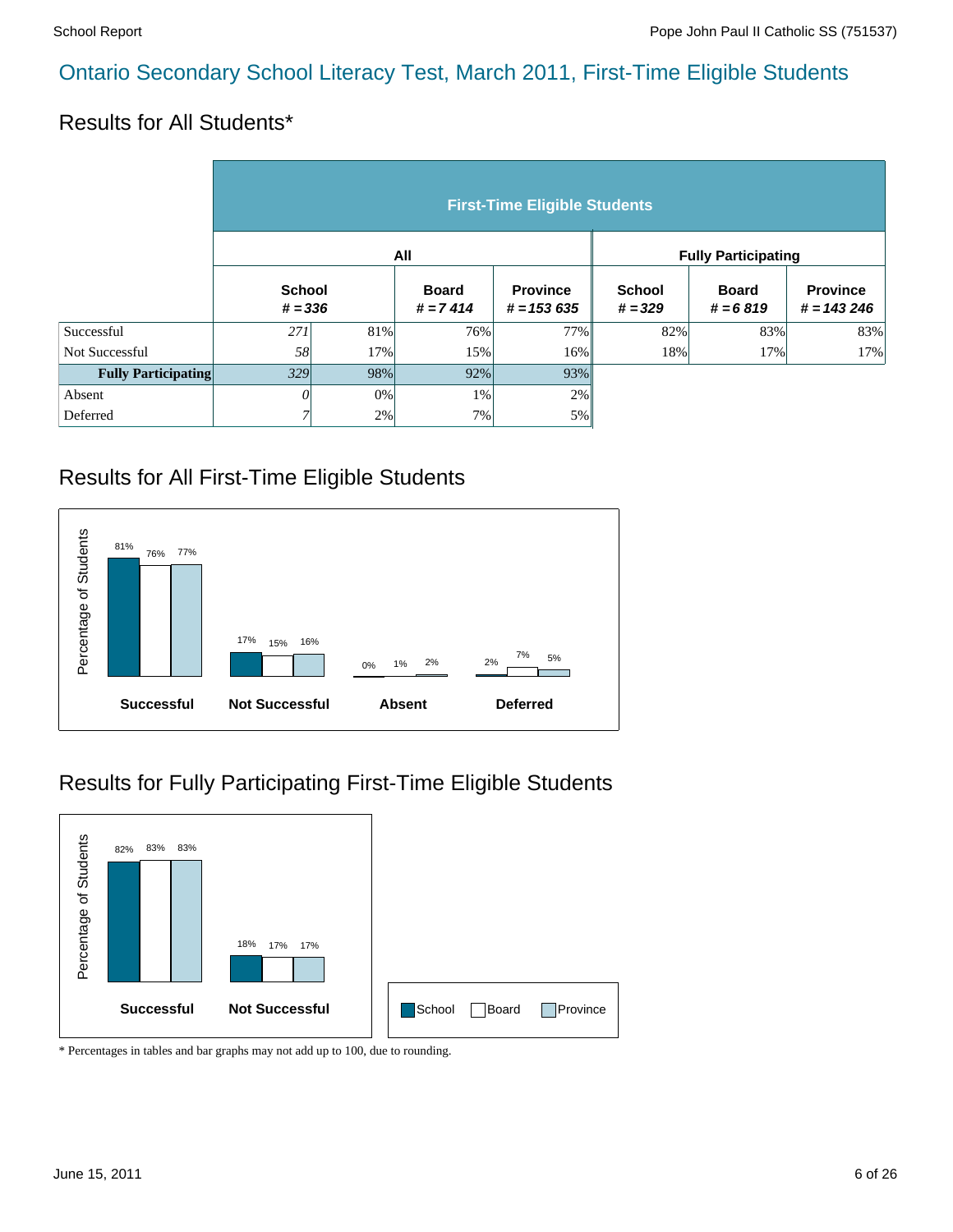# Ontario Secondary School Literacy Test, March 2011, First-Time Eligible Students

## Results for All Students*

| | First-Time Eligible Students | | | | | | |
|---|---|---|---|---|---|---|---|
| | All | | | | Fully Participating | | |
| | School *# = 336* | | Board *# = 7 414* | Province *# = 153 635* | School *# = 329* | Board *# = 6 819* | Province *# = 143 246* |
| Successful | *271* | 81% | 76% | 77% | 82% | 83% | 83% |
| Not Successful | *58* | 17% | 15% | 16% | 18% | 17% | 17% |
| **Fully Participating** | *329* | 98% | 92% | 93% | | | |
| Absent | *0* | 0% | 1% | 2% | | | |
| Deferred | *7* | 2% | 7% | 5% | | | |

## Results for All First-Time Eligible Students

| Percentage of Students | School | Board | Province |
|---|---|---|---|
| **Successful** | 81% | 76% | 77% |
| **Not Successful** | 17% | 15% | 16% |
| **Absent** | 0% | 1% | 2% |
| **Deferred** | 2% | 7% | 5% |

## Results for Fully Participating First-Time Eligible Students

| Percentage of Students | School | Board | Province |
|---|---|---|---|
| **Successful** | 82% | 83% | 83% |
| **Not Successful** | 18% | 17% | 17% |

\* Percentages in tables and bar graphs may not add up to 100, due to rounding.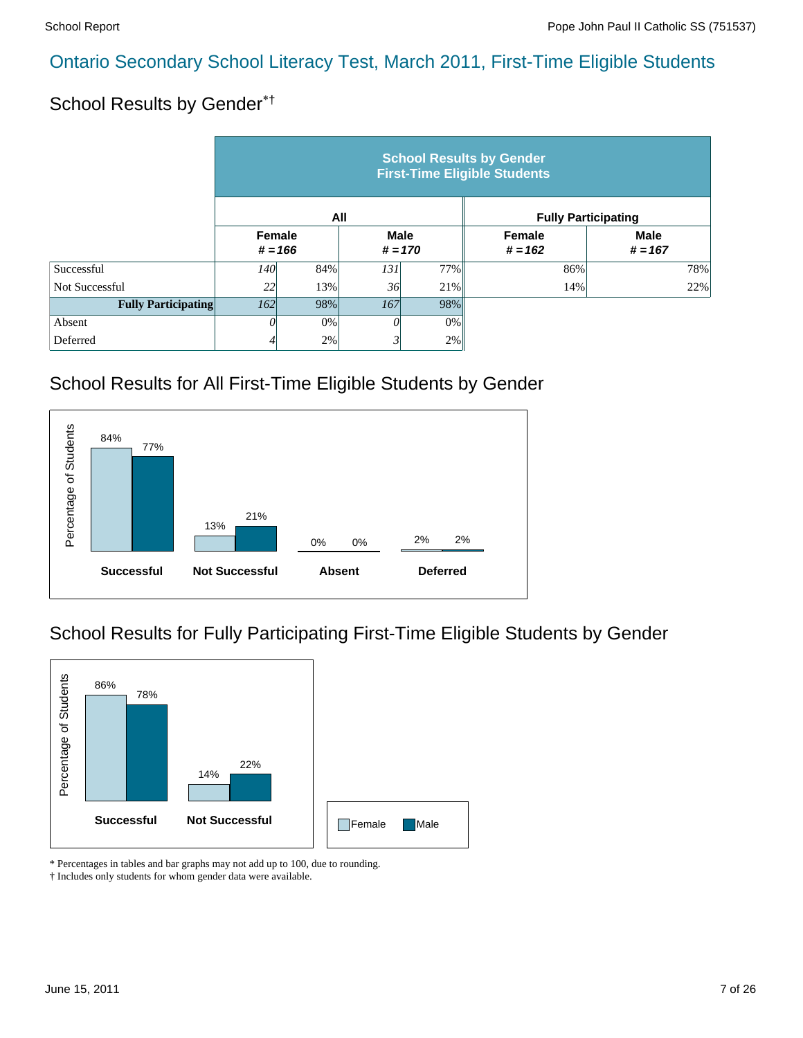## Ontario Secondary School Literacy Test, March 2011, First-Time Eligible Students

### School Results by Gender*†

| | School Results by Gender First-Time Eligible Students | | | | | |
|---|---|---|---|---|---|---|
| | All | | | | Fully Participating | |
| | Female # = 166 | | Male # = 170 | | Female # = 162 | Male # = 167 |
| Successful | *140* | 84% | *131* | 77% | 86% | 78% |
| Not Successful | *22* | 13% | *36* | 21% | 14% | 22% |
| **Fully Participating** | *162* | 98% | *167* | 98% | | |
| Absent | *0* | 0% | *0* | 0% | | |
| Deferred | *4* | 2% | *3* | 2% | | |

### School Results for All First-Time Eligible Students by Gender

| | Female | Male |
|---|---|---|
| Successful | 84% | 77% |
| Not Successful | 13% | 21% |
| Absent | 0% | 0% |
| Deferred | 2% | 2% |

### School Results for Fully Participating First-Time Eligible Students by Gender

| | Female | Male |
|---|---|---|
| Successful | 86% | 78% |
| Not Successful | 14% | 22% |

\* Percentages in tables and bar graphs may not add up to 100, due to rounding.
† Includes only students for whom gender data were available.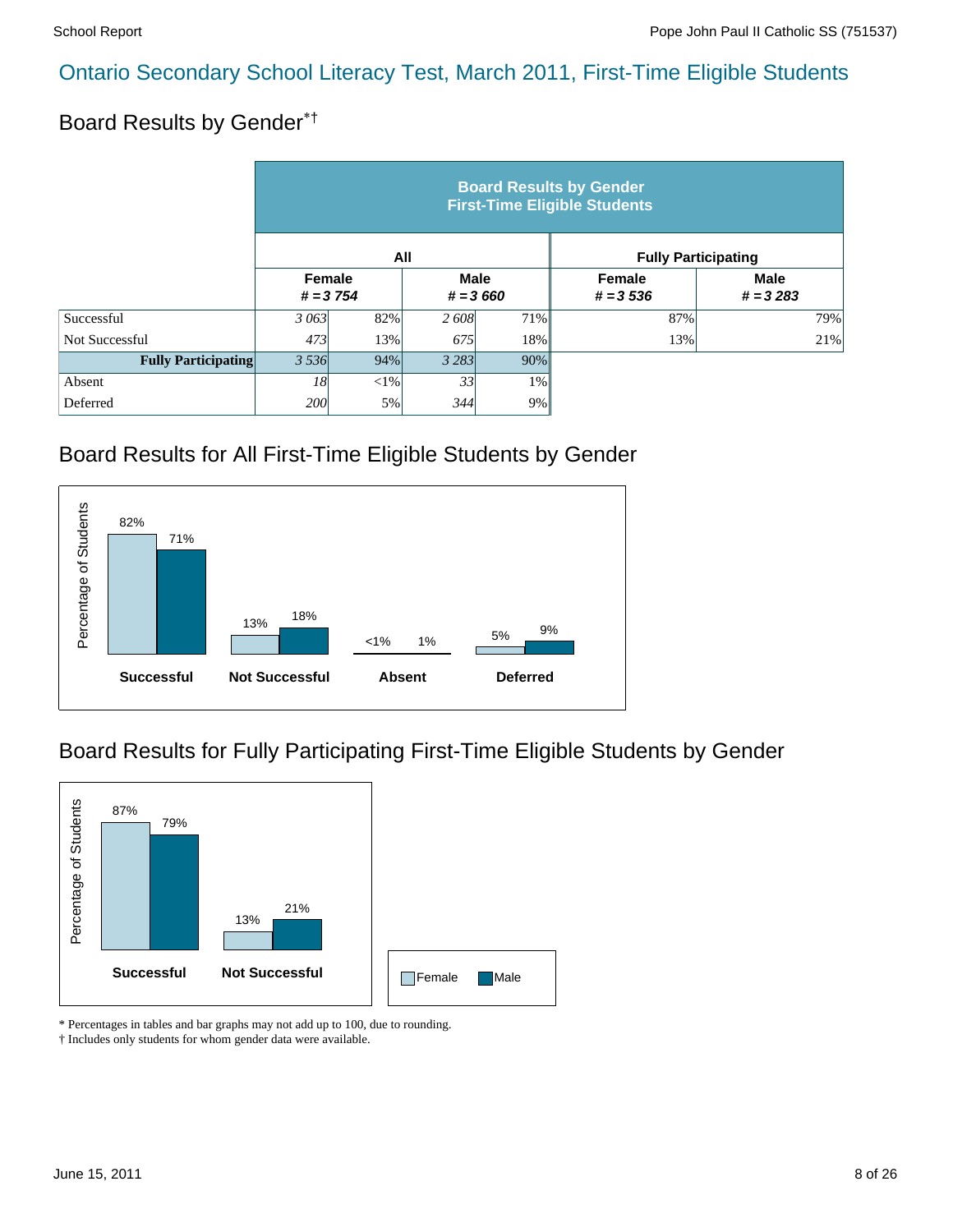## Ontario Secondary School Literacy Test, March 2011, First-Time Eligible Students

### Board Results by Gender*†

| | Board Results by Gender First-Time Eligible Students | | | | | |
|---|---|---|---|---|---|---|
| | All | | | | Fully Participating | |
| | Female # = 3 754 | | Male # = 3 660 | | Female # = 3 536 | Male # = 3 283 |
| Successful | 3 063 | 82% | 2 608 | 71% | 87% | 79% |
| Not Successful | 473 | 13% | 675 | 18% | 13% | 21% |
| **Fully Participating** | 3 536 | 94% | 3 283 | 90% | | |
| Absent | 18 | <1% | 33 | 1% | | |
| Deferred | 200 | 5% | 344 | 9% | | |

### Board Results for All First-Time Eligible Students by Gender

| | Female | Male |
|---|---|---|
| Successful | 82% | 71% |
| Not Successful | 13% | 18% |
| Absent | <1% | 1% |
| Deferred | 5% | 9% |

### Board Results for Fully Participating First-Time Eligible Students by Gender

| | Female | Male |
|---|---|---|
| Successful | 87% | 79% |
| Not Successful | 13% | 21% |

\* Percentages in tables and bar graphs may not add up to 100, due to rounding.
† Includes only students for whom gender data were available.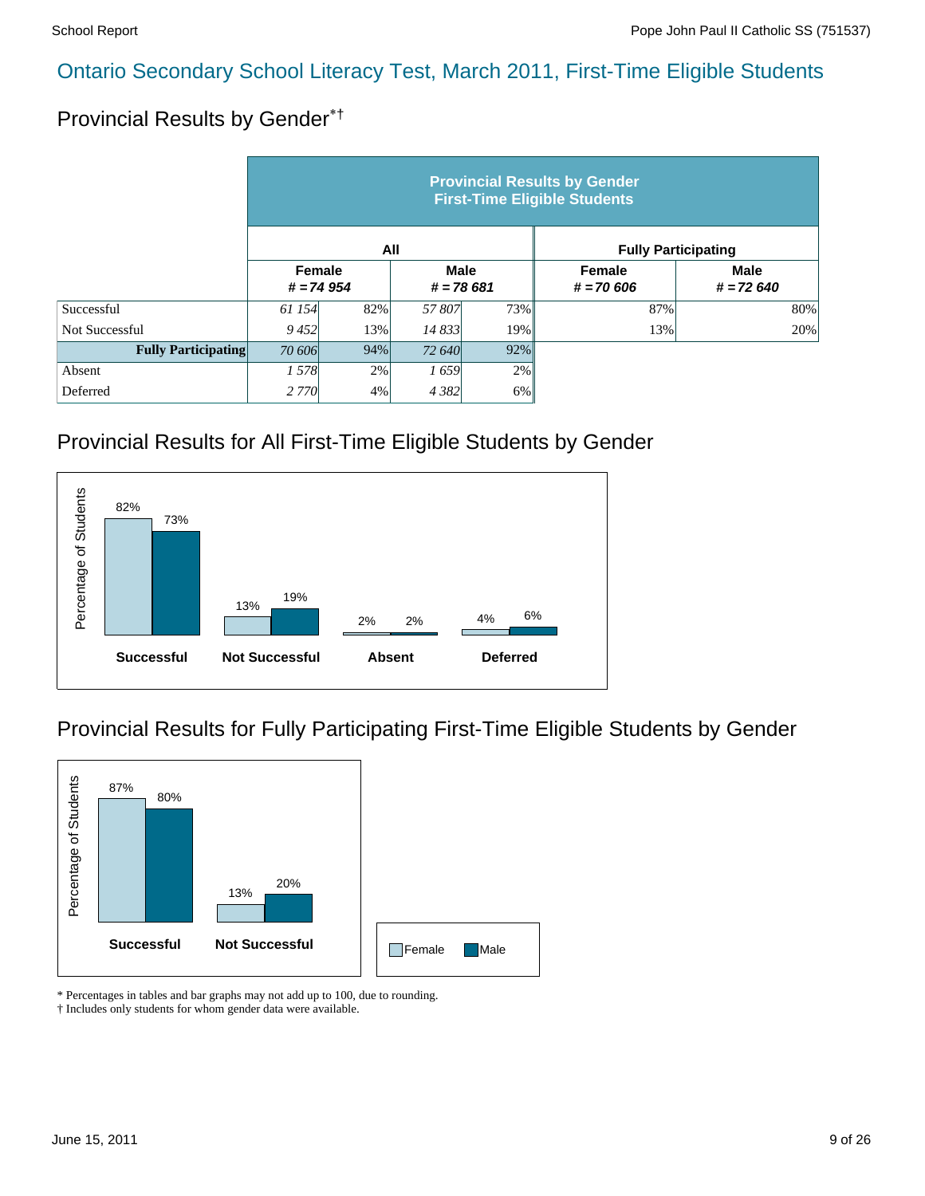# Ontario Secondary School Literacy Test, March 2011, First-Time Eligible Students

## Provincial Results by Gender*†

| | Provincial Results by Gender First-Time Eligible Students | | | | | |
|---|---|---|---|---|---|---|
| | All | | | | Fully Participating | |
| | Female # = 74 954 | | Male # = 78 681 | | Female # = 70 606 | Male # = 72 640 |
| Successful | 61 154 | 82% | 57 807 | 73% | 87% | 80% |
| Not Successful | 9 452 | 13% | 14 833 | 19% | 13% | 20% |
| **Fully Participating** | 70 606 | 94% | 72 640 | 92% | | |
| Absent | 1 578 | 2% | 1 659 | 2% | | |
| Deferred | 2 770 | 4% | 4 382 | 6% | | |

## Provincial Results for All First-Time Eligible Students by Gender

| | Female | Male |
|---|---|---|
| Successful | 82% | 73% |
| Not Successful | 13% | 19% |
| Absent | 2% | 2% |
| Deferred | 4% | 6% |

## Provincial Results for Fully Participating First-Time Eligible Students by Gender

| | Female | Male |
|---|---|---|
| Successful | 87% | 80% |
| Not Successful | 13% | 20% |

\* Percentages in tables and bar graphs may not add up to 100, due to rounding.
† Includes only students for whom gender data were available.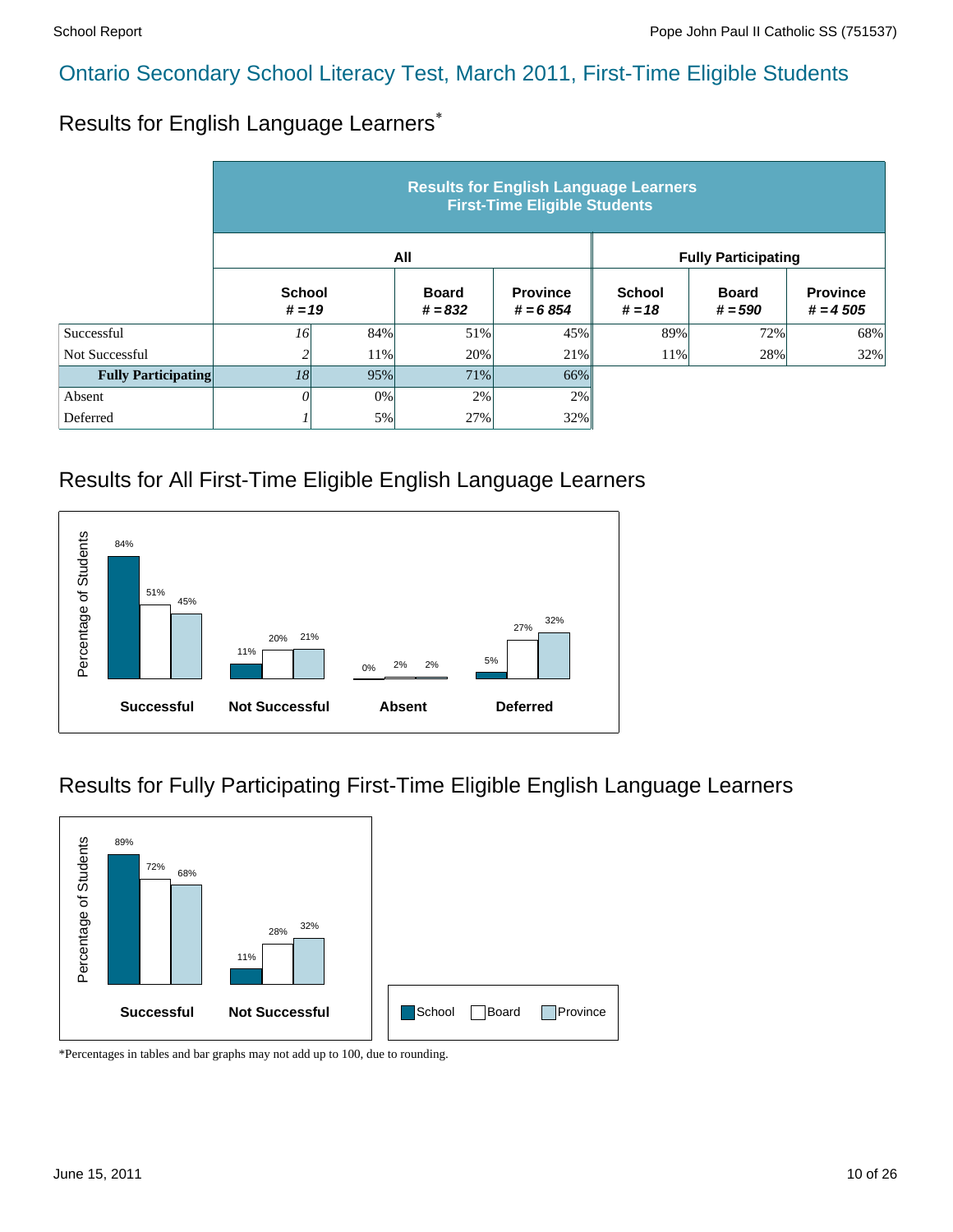# Ontario Secondary School Literacy Test, March 2011, First-Time Eligible Students

## Results for English Language Learners*

| | Results for English Language Learners First-Time Eligible Students | | | | | | |
|---|---|---|---|---|---|---|---|
| | All | | | | Fully Participating | | |
| | School # = 19 | | Board # = 832 | Province # = 6 854 | School # = 18 | Board # = 590 | Province # = 4 505 |
| Successful | 16 | 84% | 51% | 45% | 89% | 72% | 68% |
| Not Successful | 2 | 11% | 20% | 21% | 11% | 28% | 32% |
| **Fully Participating** | 18 | 95% | 71% | 66% | | | |
| Absent | 0 | 0% | 2% | 2% | | | |
| Deferred | 1 | 5% | 27% | 32% | | | |

## Results for All First-Time Eligible English Language Learners

| Percentage of Students | School | Board | Province |
|---|---|---|---|
| Successful | 84% | 51% | 45% |
| Not Successful | 11% | 20% | 21% |
| Absent | 0% | 2% | 2% |
| Deferred | 5% | 27% | 32% |

## Results for Fully Participating First-Time Eligible English Language Learners

| Percentage of Students | School | Board | Province |
|---|---|---|---|
| Successful | 89% | 72% | 68% |
| Not Successful | 11% | 28% | 32% |

*Percentages in tables and bar graphs may not add up to 100, due to rounding.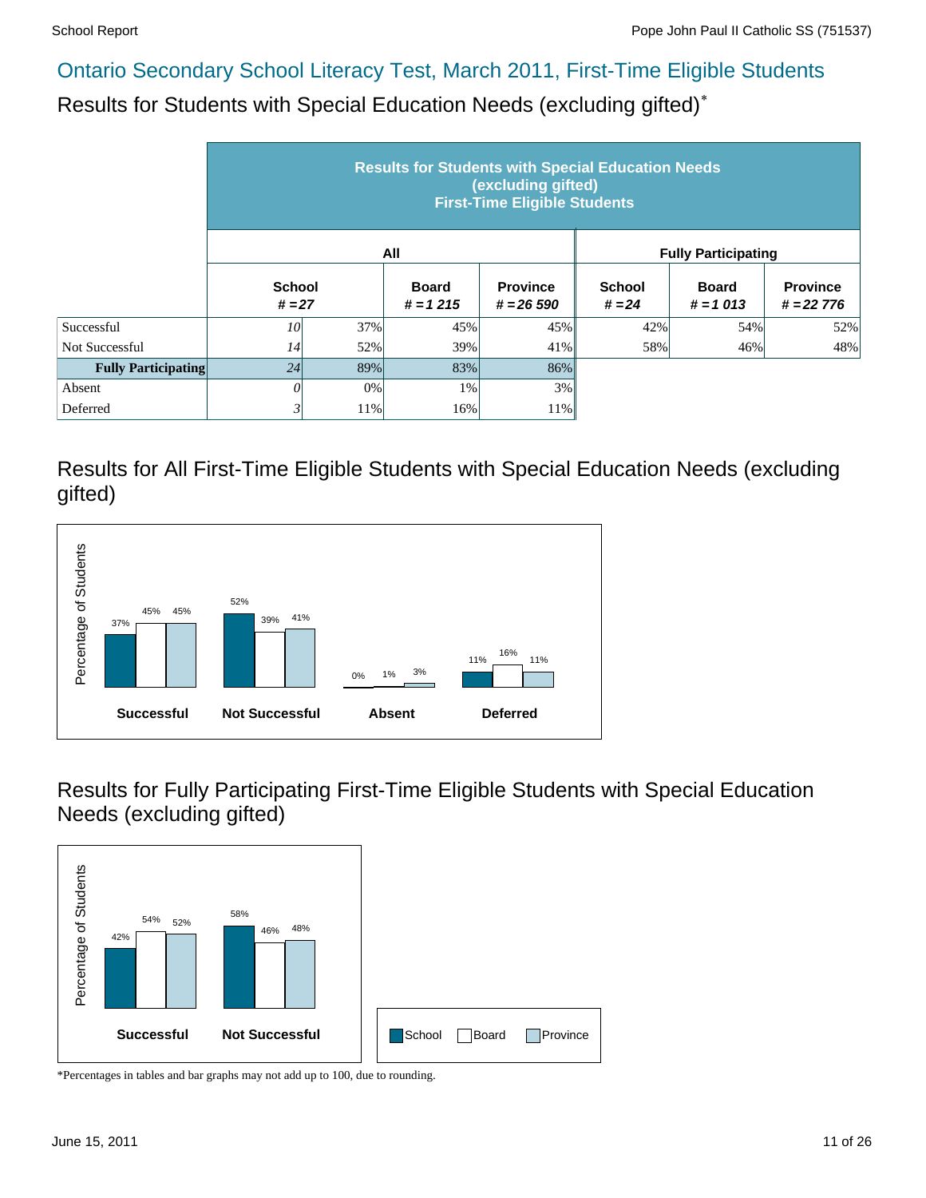## Ontario Secondary School Literacy Test, March 2011, First-Time Eligible Students

### Results for Students with Special Education Needs (excluding gifted)*

| | Results for Students with Special Education Needs (excluding gifted) First-Time Eligible Students | | | | | | |
|---|---|---|---|---|---|---|---|
| | All | | | | Fully Participating | | |
| | School # = 27 | | Board # = 1 215 | Province # = 26 590 | School # = 24 | Board # = 1 013 | Province # = 22 776 |
| Successful | 10 | 37% | 45% | 45% | 42% | 54% | 52% |
| Not Successful | 14 | 52% | 39% | 41% | 58% | 46% | 48% |
| **Fully Participating** | 24 | 89% | 83% | 86% | | | |
| Absent | 0 | 0% | 1% | 3% | | | |
| Deferred | 3 | 11% | 16% | 11% | | | |

### Results for All First-Time Eligible Students with Special Education Needs (excluding gifted)

| Percentage of Students | School | Board | Province |
|---|---|---|---|
| Successful | 37% | 45% | 45% |
| Not Successful | 52% | 39% | 41% |
| Absent | 0% | 1% | 3% |
| Deferred | 11% | 16% | 11% |

### Results for Fully Participating First-Time Eligible Students with Special Education Needs (excluding gifted)

| Percentage of Students | School | Board | Province |
|---|---|---|---|
| Successful | 42% | 54% | 52% |
| Not Successful | 58% | 46% | 48% |

*Percentages in tables and bar graphs may not add up to 100, due to rounding.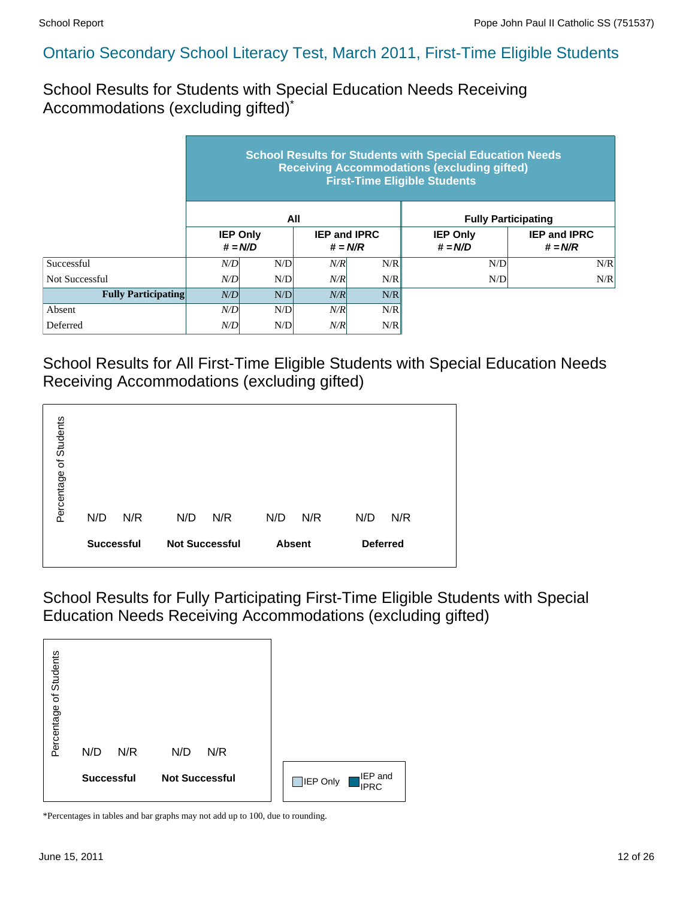## Ontario Secondary School Literacy Test, March 2011, First-Time Eligible Students

### School Results for Students with Special Education Needs Receiving Accommodations (excluding gifted)*

| | School Results for Students with Special Education Needs Receiving Accommodations (excluding gifted) First-Time Eligible Students | | | | | |
|---|---|---|---|---|---|---|
| | All | | | | Fully Participating | |
| | IEP Only # = N/D | | IEP and IPRC # = N/R | | IEP Only # = N/D | IEP and IPRC # = N/R |
| Successful | *N/D* | N/D | *N/R* | N/R | N/D | N/R |
| Not Successful | *N/D* | N/D | *N/R* | N/R | N/D | N/R |
| **Fully Participating** | *N/D* | N/D | *N/R* | N/R | | |
| Absent | *N/D* | N/D | *N/R* | N/R | | |
| Deferred | *N/D* | N/D | *N/R* | N/R | | |

### School Results for All First-Time Eligible Students with Special Education Needs Receiving Accommodations (excluding gifted)

Percentage of Students

| | Successful | Not Successful | Absent | Deferred |
|---|---|---|---|---|
| IEP Only | N/D | N/D | N/D | N/D |
| IEP and IPRC | N/R | N/R | N/R | N/R |

### School Results for Fully Participating First-Time Eligible Students with Special Education Needs Receiving Accommodations (excluding gifted)

Percentage of Students

| | Successful | Not Successful |
|---|---|---|
| IEP Only | N/D | N/D |
| IEP and IPRC | N/R | N/R |

IEP Only | IEP and IPRC

*Percentages in tables and bar graphs may not add up to 100, due to rounding.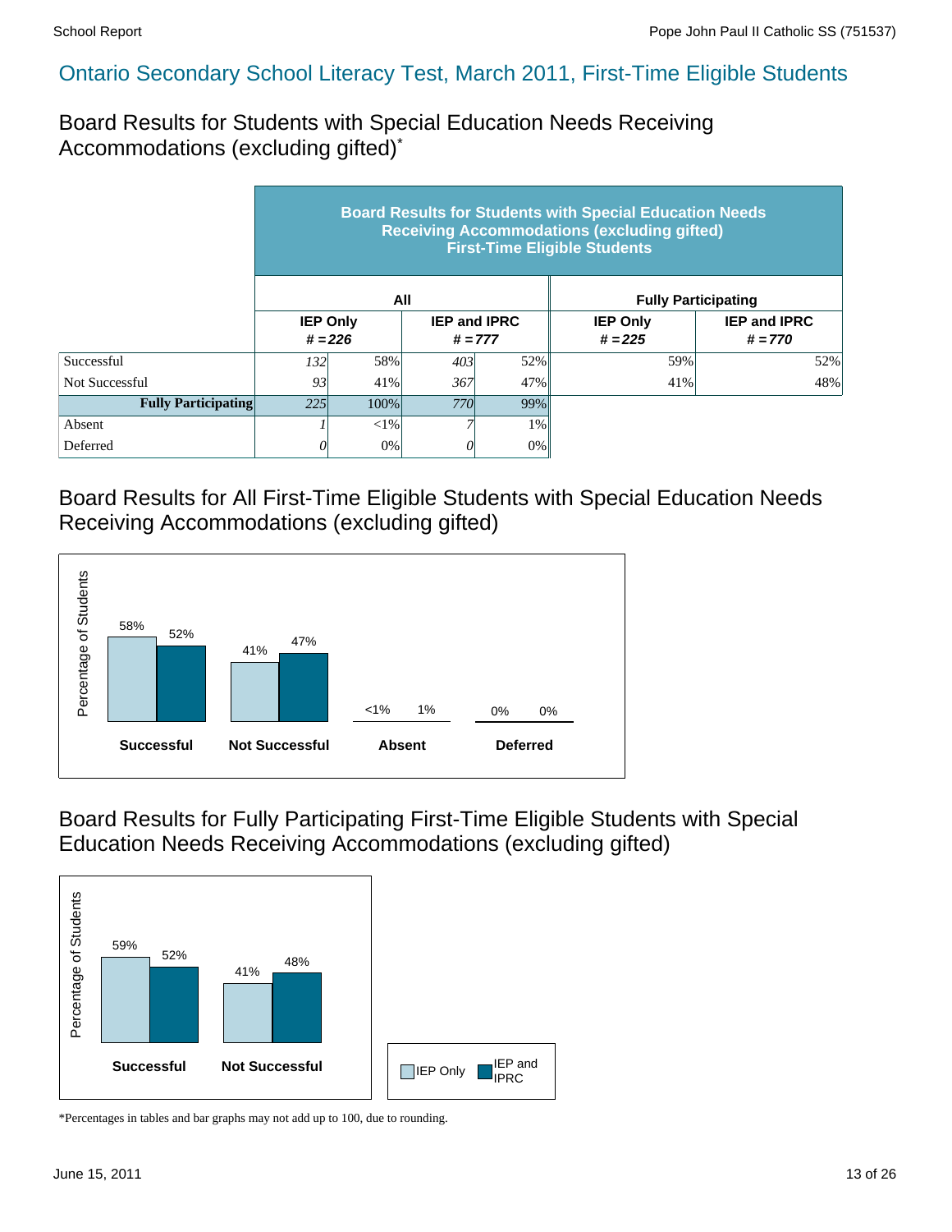## Ontario Secondary School Literacy Test, March 2011, First-Time Eligible Students

### Board Results for Students with Special Education Needs Receiving Accommodations (excluding gifted)*

| | Board Results for Students with Special Education Needs Receiving Accommodations (excluding gifted) First-Time Eligible Students | | | | | |
|---|---|---|---|---|---|---|
| | **All** | | | | **Fully Participating** | |
| | **IEP Only # = 226** | | **IEP and IPRC # = 777** | | **IEP Only # = 225** | **IEP and IPRC # = 770** |
| Successful | *132* | 58% | *403* | 52% | 59% | 52% |
| Not Successful | *93* | 41% | *367* | 47% | 41% | 48% |
| **Fully Participating** | *225* | 100% | *770* | 99% | | |
| Absent | *1* | <1% | *7* | 1% | | |
| Deferred | *0* | 0% | *0* | 0% | | |

### Board Results for All First-Time Eligible Students with Special Education Needs Receiving Accommodations (excluding gifted)

| Percentage of Students | Successful | Not Successful | Absent | Deferred |
|---|---|---|---|---|
| IEP Only | 58% | 41% | <1% | 0% |
| IEP and IPRC | 52% | 47% | 1% | 0% |

### Board Results for Fully Participating First-Time Eligible Students with Special Education Needs Receiving Accommodations (excluding gifted)

| Percentage of Students | Successful | Not Successful |
|---|---|---|
| IEP Only | 59% | 41% |
| IEP and IPRC | 52% | 48% |

*Percentages in tables and bar graphs may not add up to 100, due to rounding.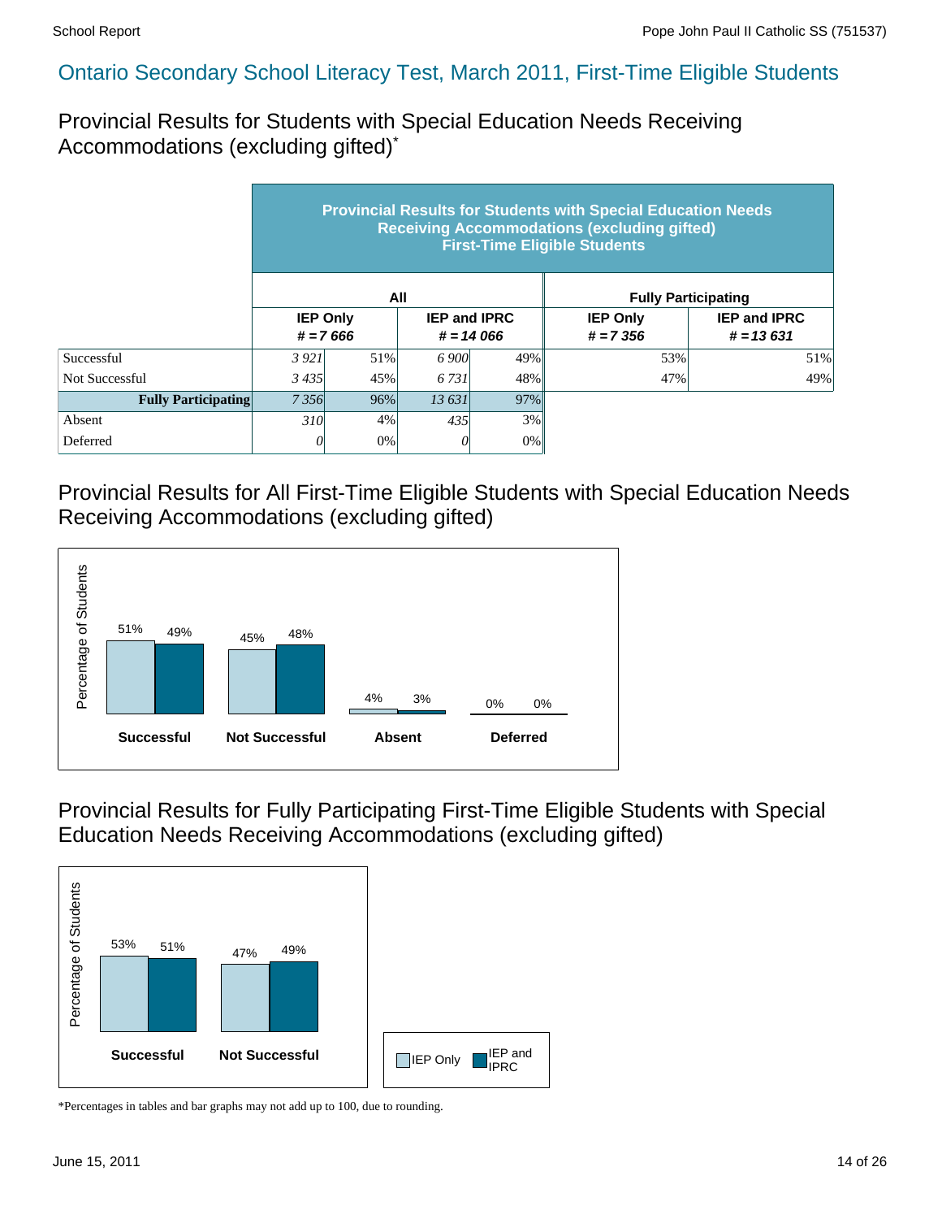## Ontario Secondary School Literacy Test, March 2011, First-Time Eligible Students

### Provincial Results for Students with Special Education Needs Receiving Accommodations (excluding gifted)*

| | Provincial Results for Students with Special Education Needs Receiving Accommodations (excluding gifted) First-Time Eligible Students | | | | | |
|---|---|---|---|---|---|---|
| | All | | | | Fully Participating | |
| | IEP Only # = 7 666 | | IEP and IPRC # = 14 066 | | IEP Only # = 7 356 | IEP and IPRC # = 13 631 |
| Successful | *3 921* | 51% | *6 900* | 49% | 53% | 51% |
| Not Successful | *3 435* | 45% | *6 731* | 48% | 47% | 49% |
| **Fully Participating** | *7 356* | 96% | *13 631* | 97% | | |
| Absent | *310* | 4% | *435* | 3% | | |
| Deferred | *0* | 0% | *0* | 0% | | |

### Provincial Results for All First-Time Eligible Students with Special Education Needs Receiving Accommodations (excluding gifted)

| Percentage of Students | Successful | Not Successful | Absent | Deferred |
|---|---|---|---|---|
| IEP Only | 51% | 45% | 4% | 0% |
| IEP and IPRC | 49% | 48% | 3% | 0% |

### Provincial Results for Fully Participating First-Time Eligible Students with Special Education Needs Receiving Accommodations (excluding gifted)

| Percentage of Students | Successful | Not Successful |
|---|---|---|
| IEP Only | 53% | 47% |
| IEP and IPRC | 51% | 49% |

*Percentages in tables and bar graphs may not add up to 100, due to rounding.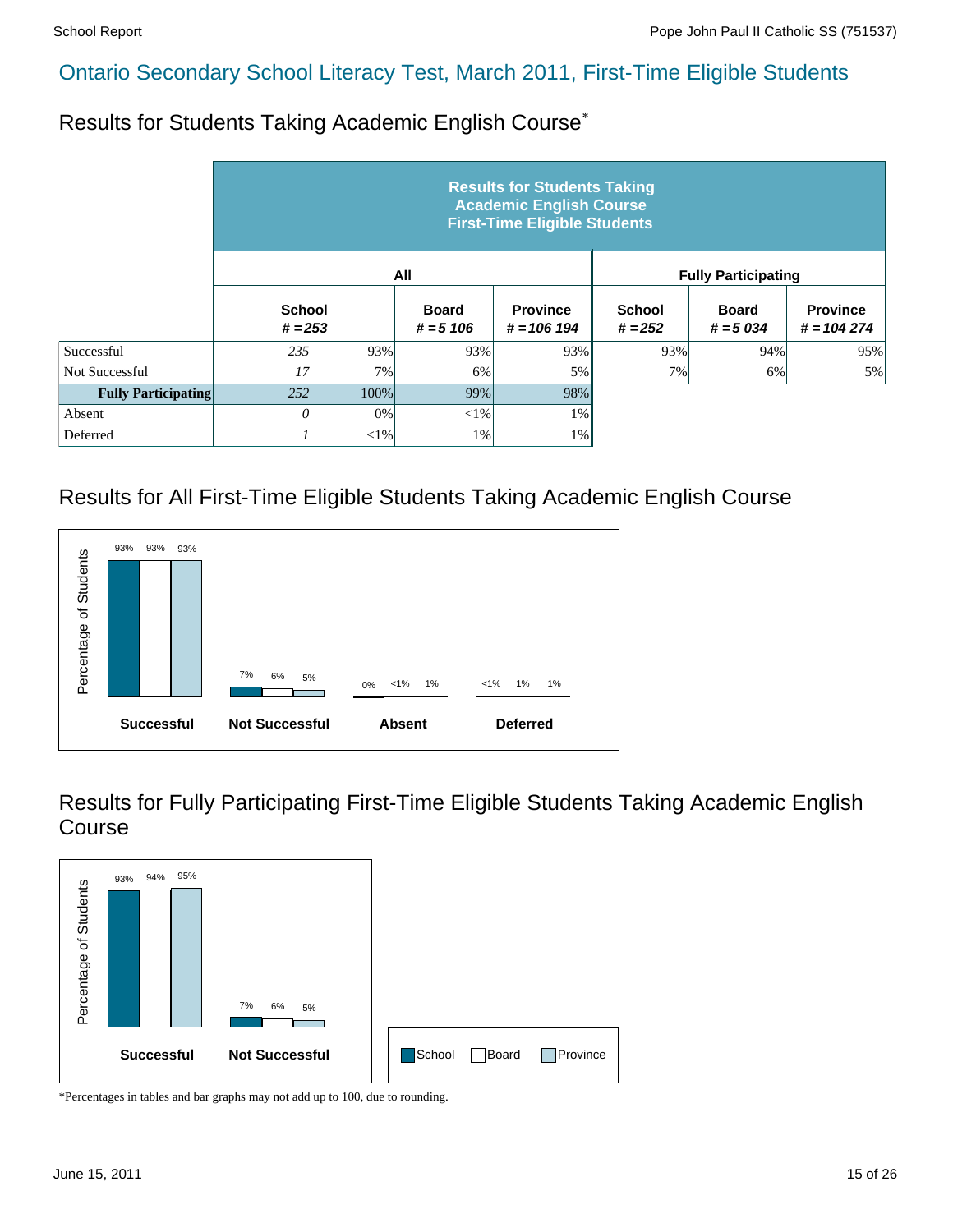## Ontario Secondary School Literacy Test, March 2011, First-Time Eligible Students

### Results for Students Taking Academic English Course*

| | Results for Students Taking Academic English Course First-Time Eligible Students | | | | | | |
|---|---|---|---|---|---|---|---|
| | All | | | | Fully Participating | | |
| | School # = 253 | | Board # = 5 106 | Province # = 106 194 | School # = 252 | Board # = 5 034 | Province # = 104 274 |
| Successful | 235 | 93% | 93% | 93% | 93% | 94% | 95% |
| Not Successful | 17 | 7% | 6% | 5% | 7% | 6% | 5% |
| **Fully Participating** | 252 | 100% | 99% | 98% | | | |
| Absent | 0 | 0% | <1% | 1% | | | |
| Deferred | 1 | <1% | 1% | 1% | | | |

### Results for All First-Time Eligible Students Taking Academic English Course

| | School | Board | Province |
|---|---|---|---|
| Successful | 93% | 93% | 93% |
| Not Successful | 7% | 6% | 5% |
| Absent | 0% | <1% | 1% |
| Deferred | <1% | 1% | 1% |

### Results for Fully Participating First-Time Eligible Students Taking Academic English Course

| | School | Board | Province |
|---|---|---|---|
| Successful | 93% | 94% | 95% |
| Not Successful | 7% | 6% | 5% |

*Percentages in tables and bar graphs may not add up to 100, due to rounding.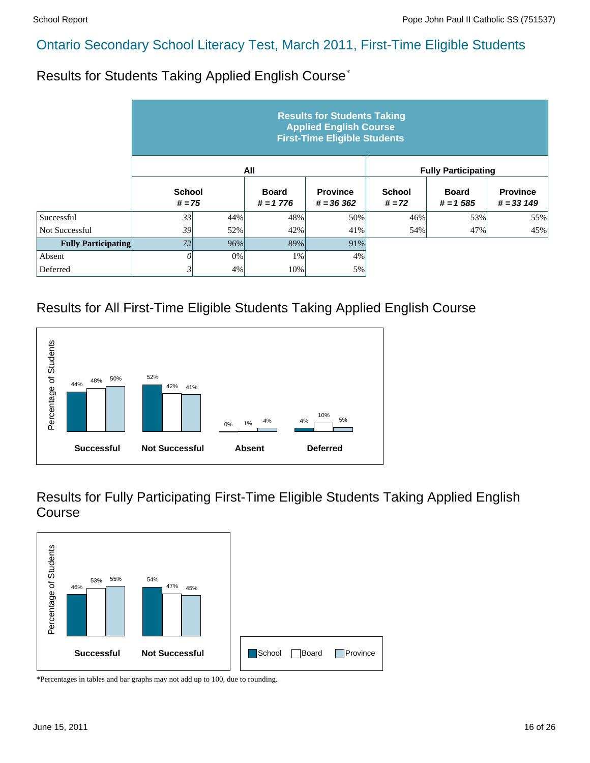## Ontario Secondary School Literacy Test, March 2011, First-Time Eligible Students

### Results for Students Taking Applied English Course*

| | Results for Students Taking Applied English Course First-Time Eligible Students | | | | | | |
|---|---|---|---|---|---|---|---|
| | All | | | | Fully Participating | | |
| | School # = 75 | | Board # = 1 776 | Province # = 36 362 | School # = 72 | Board # = 1 585 | Province # = 33 149 |
| Successful | 33 | 44% | 48% | 50% | 46% | 53% | 55% |
| Not Successful | 39 | 52% | 42% | 41% | 54% | 47% | 45% |
| **Fully Participating** | 72 | 96% | 89% | 91% | | | |
| Absent | 0 | 0% | 1% | 4% | | | |
| Deferred | 3 | 4% | 10% | 5% | | | |

### Results for All First-Time Eligible Students Taking Applied English Course

| Percentage of Students | School | Board | Province |
|---|---|---|---|
| Successful | 44% | 48% | 50% |
| Not Successful | 52% | 42% | 41% |
| Absent | 0% | 1% | 4% |
| Deferred | 4% | 10% | 5% |

### Results for Fully Participating First-Time Eligible Students Taking Applied English Course

| Percentage of Students | School | Board | Province |
|---|---|---|---|
| Successful | 46% | 53% | 55% |
| Not Successful | 54% | 47% | 45% |

*Percentages in tables and bar graphs may not add up to 100, due to rounding.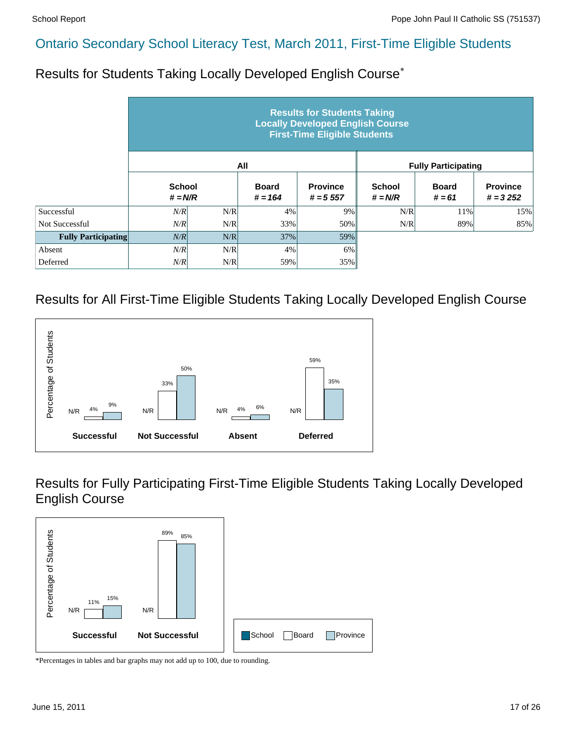# Ontario Secondary School Literacy Test, March 2011, First-Time Eligible Students

## Results for Students Taking Locally Developed English Course*

| | Results for Students Taking Locally Developed English Course First-Time Eligible Students | | | | | | |
|---|---|---|---|---|---|---|---|
| | All | | | | Fully Participating | | |
| | School # = N/R | | Board # = 164 | Province # = 5 557 | School # = N/R | Board # = 61 | Province # = 3 252 |
| Successful | *N/R* | N/R | 4% | 9% | N/R | 11% | 15% |
| Not Successful | *N/R* | N/R | 33% | 50% | N/R | 89% | 85% |
| **Fully Participating** | *N/R* | N/R | 37% | 59% | | | |
| Absent | *N/R* | N/R | 4% | 6% | | | |
| Deferred | *N/R* | N/R | 59% | 35% | | | |

## Results for All First-Time Eligible Students Taking Locally Developed English Course

| | School | Board | Province |
|---|---|---|---|
| Successful | N/R | 4% | 9% |
| Not Successful | N/R | 33% | 50% |
| Absent | N/R | 4% | 6% |
| Deferred | N/R | 59% | 35% |

## Results for Fully Participating First-Time Eligible Students Taking Locally Developed English Course

| | School | Board | Province |
|---|---|---|---|
| Successful | N/R | 11% | 15% |
| Not Successful | N/R | 89% | 85% |

*Percentages in tables and bar graphs may not add up to 100, due to rounding.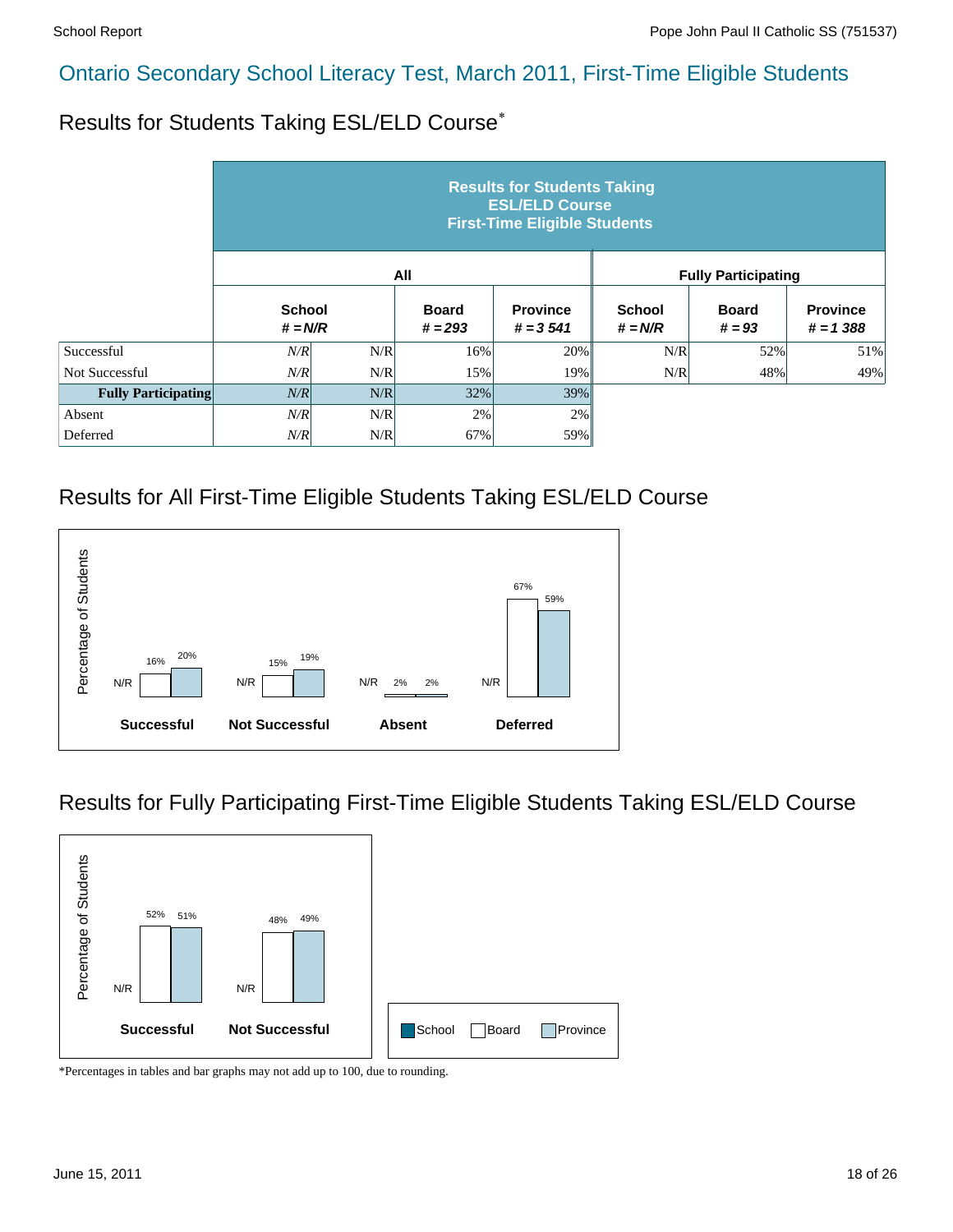# Ontario Secondary School Literacy Test, March 2011, First-Time Eligible Students

## Results for Students Taking ESL/ELD Course*

| | Results for Students Taking ESL/ELD Course First-Time Eligible Students | | | | | | |
|---|---|---|---|---|---|---|---|
| | All | | | | Fully Participating | | |
| | School # = N/R | | Board # = 293 | Province # = 3 541 | School # = N/R | Board # = 93 | Province # = 1 388 |
| Successful | *N/R* | N/R | 16% | 20% | N/R | 52% | 51% |
| Not Successful | *N/R* | N/R | 15% | 19% | N/R | 48% | 49% |
| **Fully Participating** | *N/R* | N/R | 32% | 39% | | | |
| Absent | *N/R* | N/R | 2% | 2% | | | |
| Deferred | *N/R* | N/R | 67% | 59% | | | |

## Results for All First-Time Eligible Students Taking ESL/ELD Course

| Percentage of Students | School | Board | Province |
|---|---|---|---|
| **Successful** | N/R | 16% | 20% |
| **Not Successful** | N/R | 15% | 19% |
| **Absent** | N/R | 2% | 2% |
| **Deferred** | N/R | 67% | 59% |

## Results for Fully Participating First-Time Eligible Students Taking ESL/ELD Course

| Percentage of Students | School | Board | Province |
|---|---|---|---|
| **Successful** | N/R | 52% | 51% |
| **Not Successful** | N/R | 48% | 49% |

School | Board | Province

*Percentages in tables and bar graphs may not add up to 100, due to rounding.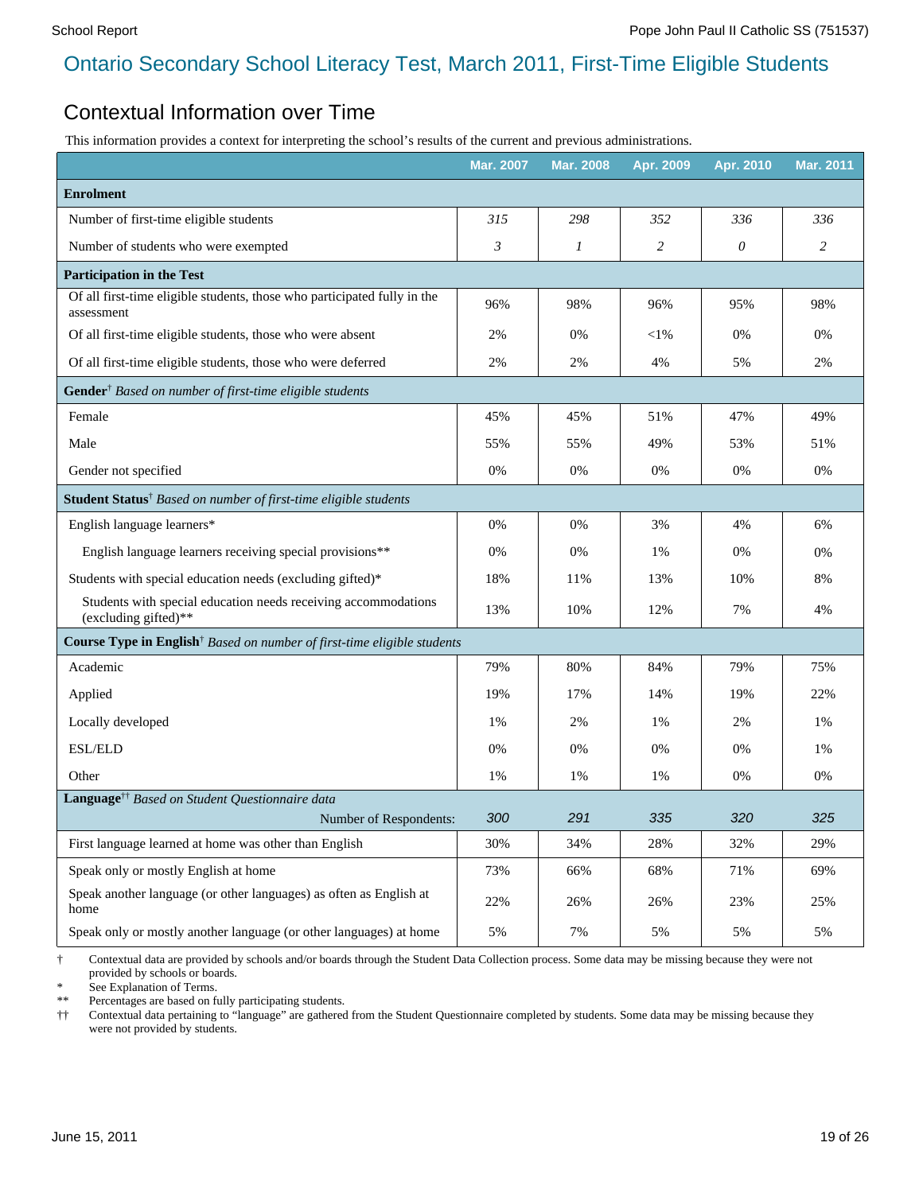# Ontario Secondary School Literacy Test, March 2011, First-Time Eligible Students

## Contextual Information over Time

This information provides a context for interpreting the school's results of the current and previous administrations.

| | Mar. 2007 | Mar. 2008 | Apr. 2009 | Apr. 2010 | Mar. 2011 |
|---|---|---|---|---|---|
| **Enrolment** | | | | | |
| Number of first-time eligible students | *315* | *298* | *352* | *336* | *336* |
| Number of students who were exempted | *3* | *1* | *2* | *0* | *2* |
| **Participation in the Test** | | | | | |
| Of all first-time eligible students, those who participated fully in the assessment | 96% | 98% | 96% | 95% | 98% |
| Of all first-time eligible students, those who were absent | 2% | 0% | <1% | 0% | 0% |
| Of all first-time eligible students, those who were deferred | 2% | 2% | 4% | 5% | 2% |
| **Gender**† *Based on number of first-time eligible students* | | | | | |
| Female | 45% | 45% | 51% | 47% | 49% |
| Male | 55% | 55% | 49% | 53% | 51% |
| Gender not specified | 0% | 0% | 0% | 0% | 0% |
| **Student Status**† *Based on number of first-time eligible students* | | | | | |
| English language learners* | 0% | 0% | 3% | 4% | 6% |
| English language learners receiving special provisions** | 0% | 0% | 1% | 0% | 0% |
| Students with special education needs (excluding gifted)* | 18% | 11% | 13% | 10% | 8% |
| Students with special education needs receiving accommodations (excluding gifted)** | 13% | 10% | 12% | 7% | 4% |
| **Course Type in English**† *Based on number of first-time eligible students* | | | | | |
| Academic | 79% | 80% | 84% | 79% | 75% |
| Applied | 19% | 17% | 14% | 19% | 22% |
| Locally developed | 1% | 2% | 1% | 2% | 1% |
| ESL/ELD | 0% | 0% | 0% | 0% | 1% |
| Other | 1% | 1% | 1% | 0% | 0% |
| **Language**†† *Based on Student Questionnaire data* Number of Respondents: | *300* | *291* | *335* | *320* | *325* |
| First language learned at home was other than English | 30% | 34% | 28% | 32% | 29% |
| Speak only or mostly English at home | 73% | 66% | 68% | 71% | 69% |
| Speak another language (or other languages) as often as English at home | 22% | 26% | 26% | 23% | 25% |
| Speak only or mostly another language (or other languages) at home | 5% | 7% | 5% | 5% | 5% |

† Contextual data are provided by schools and/or boards through the Student Data Collection process. Some data may be missing because they were not provided by schools or boards.
\* See Explanation of Terms.
\*\* Percentages are based on fully participating students.
†† Contextual data pertaining to "language" are gathered from the Student Questionnaire completed by students. Some data may be missing because they were not provided by students.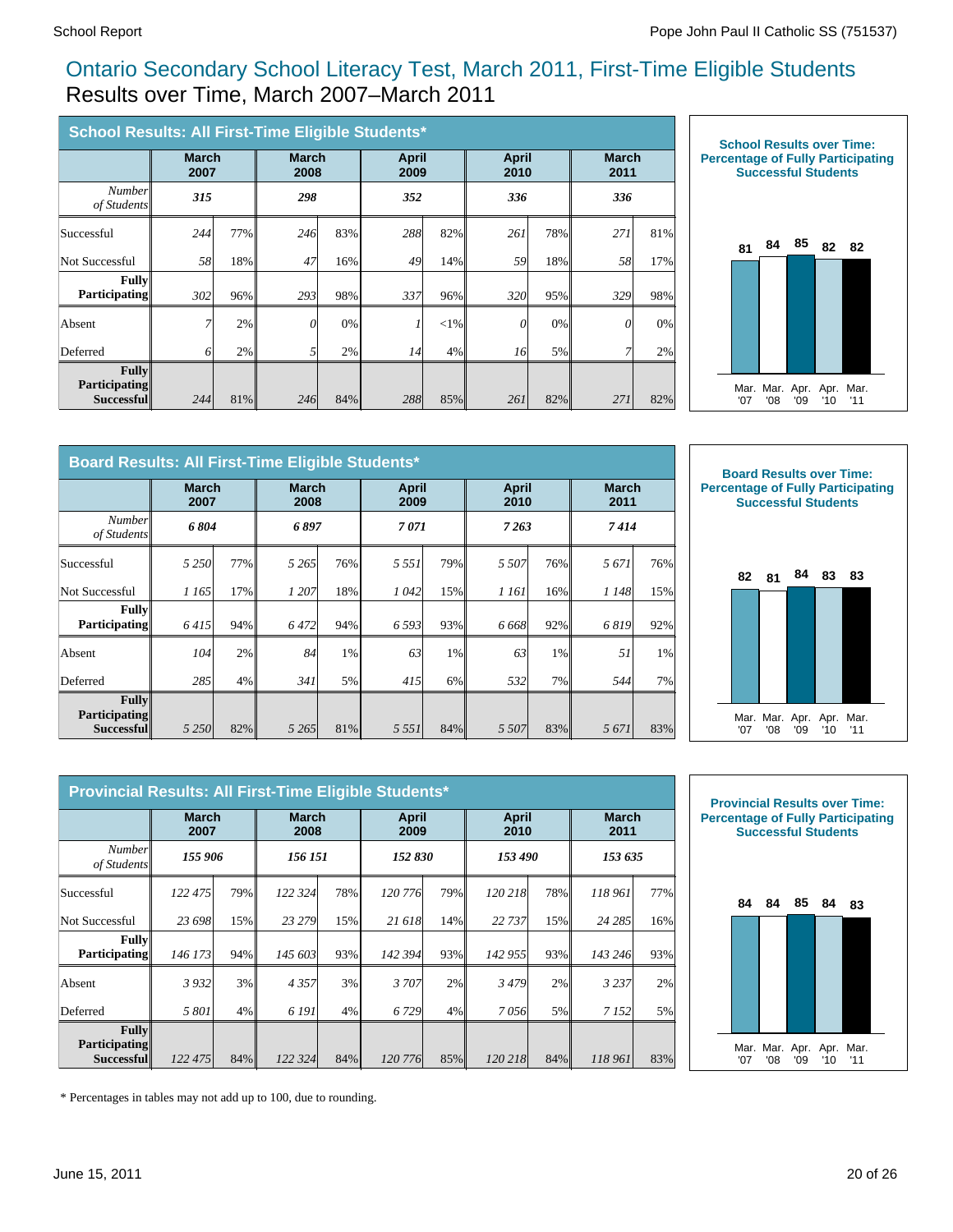# Ontario Secondary School Literacy Test, March 2011, First-Time Eligible Students

## Results over Time, March 2007–March 2011

### School Results: All First-Time Eligible Students*

| | March 2007 | | March 2008 | | April 2009 | | April 2010 | | March 2011 | |
|---|---|---|---|---|---|---|---|---|---|---|
| *Number of Students* | ***315*** | | ***298*** | | ***352*** | | ***336*** | | ***336*** | |
| Successful | 244 | 77% | 246 | 83% | 288 | 82% | 261 | 78% | 271 | 81% |
| Not Successful | 58 | 18% | 47 | 16% | 49 | 14% | 59 | 18% | 58 | 17% |
| **Fully Participating** | 302 | 96% | 293 | 98% | 337 | 96% | 320 | 95% | 329 | 98% |
| Absent | 7 | 2% | 0 | 0% | 1 | <1% | 0 | 0% | 0 | 0% |
| Deferred | 6 | 2% | 5 | 2% | 14 | 4% | 16 | 5% | 7 | 2% |
| **Fully Participating Successful** | 244 | 81% | 246 | 84% | 288 | 85% | 261 | 82% | 271 | 82% |

**School Results over Time: Percentage of Fully Participating Successful Students**

| Mar. '07 | Mar. '08 | Apr. '09 | Apr. '10 | Mar. '11 |
|---|---|---|---|---|
| 81 | 84 | 85 | 82 | 82 |

### Board Results: All First-Time Eligible Students*

| | March 2007 | | March 2008 | | April 2009 | | April 2010 | | March 2011 | |
|---|---|---|---|---|---|---|---|---|---|---|
| *Number of Students* | ***6 804*** | | ***6 897*** | | ***7 071*** | | ***7 263*** | | ***7 414*** | |
| Successful | 5 250 | 77% | 5 265 | 76% | 5 551 | 79% | 5 507 | 76% | 5 671 | 76% |
| Not Successful | 1 165 | 17% | 1 207 | 18% | 1 042 | 15% | 1 161 | 16% | 1 148 | 15% |
| **Fully Participating** | 6 415 | 94% | 6 472 | 94% | 6 593 | 93% | 6 668 | 92% | 6 819 | 92% |
| Absent | 104 | 2% | 84 | 1% | 63 | 1% | 63 | 1% | 51 | 1% |
| Deferred | 285 | 4% | 341 | 5% | 415 | 6% | 532 | 7% | 544 | 7% |
| **Fully Participating Successful** | 5 250 | 82% | 5 265 | 81% | 5 551 | 84% | 5 507 | 83% | 5 671 | 83% |

**Board Results over Time: Percentage of Fully Participating Successful Students**

| Mar. '07 | Mar. '08 | Apr. '09 | Apr. '10 | Mar. '11 |
|---|---|---|---|---|
| 82 | 81 | 84 | 83 | 83 |

### Provincial Results: All First-Time Eligible Students*

| | March 2007 | | March 2008 | | April 2009 | | April 2010 | | March 2011 | |
|---|---|---|---|---|---|---|---|---|---|---|
| *Number of Students* | ***155 906*** | | ***156 151*** | | ***152 830*** | | ***153 490*** | | ***153 635*** | |
| Successful | 122 475 | 79% | 122 324 | 78% | 120 776 | 79% | 120 218 | 78% | 118 961 | 77% |
| Not Successful | 23 698 | 15% | 23 279 | 15% | 21 618 | 14% | 22 737 | 15% | 24 285 | 16% |
| **Fully Participating** | 146 173 | 94% | 145 603 | 93% | 142 394 | 93% | 142 955 | 93% | 143 246 | 93% |
| Absent | 3 932 | 3% | 4 357 | 3% | 3 707 | 2% | 3 479 | 2% | 3 237 | 2% |
| Deferred | 5 801 | 4% | 6 191 | 4% | 6 729 | 4% | 7 056 | 5% | 7 152 | 5% |
| **Fully Participating Successful** | 122 475 | 84% | 122 324 | 84% | 120 776 | 85% | 120 218 | 84% | 118 961 | 83% |

**Provincial Results over Time: Percentage of Fully Participating Successful Students**

| Mar. '07 | Mar. '08 | Apr. '09 | Apr. '10 | Mar. '11 |
|---|---|---|---|---|
| 84 | 84 | 85 | 84 | 83 |

* Percentages in tables may not add up to 100, due to rounding.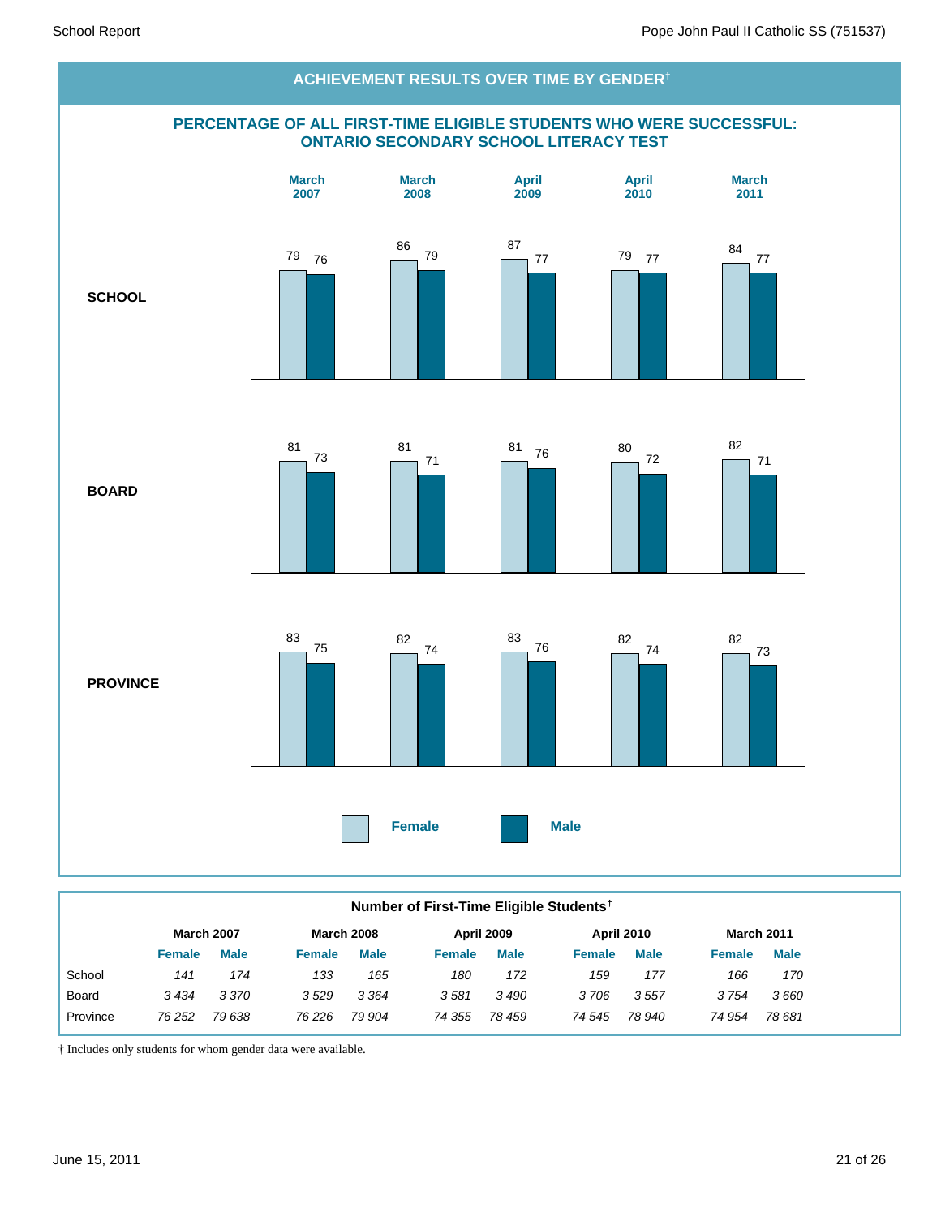## ACHIEVEMENT RESULTS OVER TIME BY GENDER†

### PERCENTAGE OF ALL FIRST-TIME ELIGIBLE STUDENTS WHO WERE SUCCESSFUL: ONTARIO SECONDARY SCHOOL LITERACY TEST

| | March 2007 | | March 2008 | | April 2009 | | April 2010 | | March 2011 | |
|---|---|---|---|---|---|---|---|---|---|---|
| | Female | Male | Female | Male | Female | Male | Female | Male | Female | Male |
| **SCHOOL** | 79 | 76 | 86 | 79 | 87 | 77 | 79 | 77 | 84 | 77 |
| **BOARD** | 81 | 73 | 81 | 71 | 81 | 76 | 80 | 72 | 82 | 71 |
| **PROVINCE** | 83 | 75 | 82 | 74 | 83 | 76 | 82 | 74 | 82 | 73 |

### Number of First-Time Eligible Students†

| | March 2007 | | March 2008 | | April 2009 | | April 2010 | | March 2011 | |
|---|---|---|---|---|---|---|---|---|---|---|
| | Female | Male | Female | Male | Female | Male | Female | Male | Female | Male |
| School | *141* | *174* | *133* | *165* | *180* | *172* | *159* | *177* | *166* | *170* |
| Board | *3 434* | *3 370* | *3 529* | *3 364* | *3 581* | *3 490* | *3 706* | *3 557* | *3 754* | *3 660* |
| Province | *76 252* | *79 638* | *76 226* | *79 904* | *74 355* | *78 459* | *74 545* | *78 940* | *74 954* | *78 681* |

† Includes only students for whom gender data were available.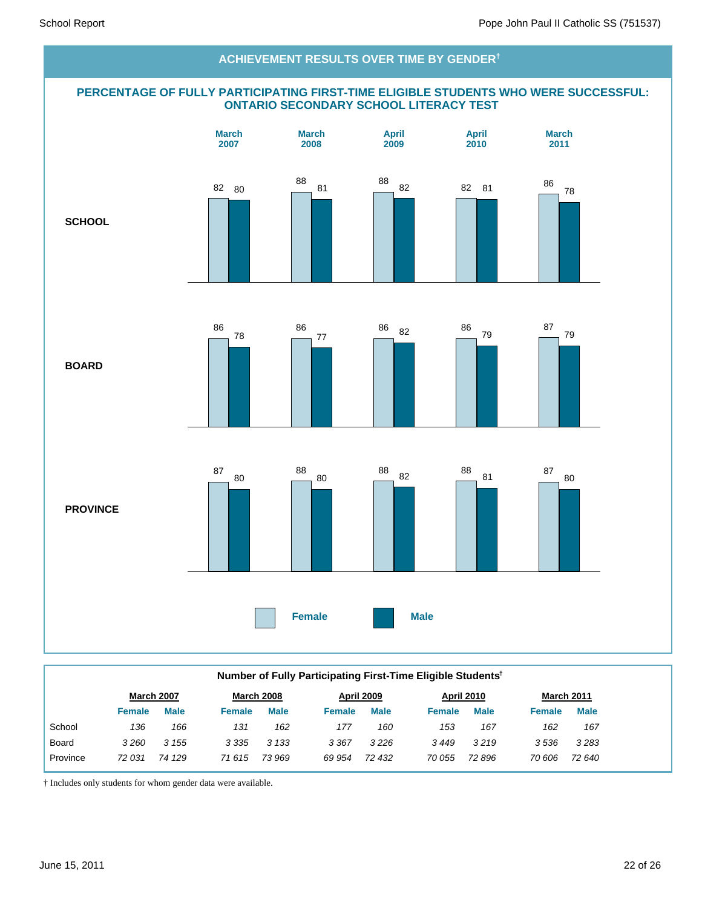## ACHIEVEMENT RESULTS OVER TIME BY GENDER†

### PERCENTAGE OF FULLY PARTICIPATING FIRST-TIME ELIGIBLE STUDENTS WHO WERE SUCCESSFUL: ONTARIO SECONDARY SCHOOL LITERACY TEST

| | March 2007 | | March 2008 | | April 2009 | | April 2010 | | March 2011 | |
|---|---|---|---|---|---|---|---|---|---|---|
| | Female | Male | Female | Male | Female | Male | Female | Male | Female | Male |
| **SCHOOL** | 82 | 80 | 88 | 81 | 88 | 82 | 82 | 81 | 86 | 78 |
| **BOARD** | 86 | 78 | 86 | 77 | 86 | 82 | 86 | 79 | 87 | 79 |
| **PROVINCE** | 87 | 80 | 88 | 80 | 88 | 82 | 88 | 81 | 87 | 80 |

### Number of Fully Participating First-Time Eligible Students†

| | March 2007 | | March 2008 | | April 2009 | | April 2010 | | March 2011 | |
|---|---|---|---|---|---|---|---|---|---|---|
| | Female | Male | Female | Male | Female | Male | Female | Male | Female | Male |
| School | *136* | *166* | *131* | *162* | *177* | *160* | *153* | *167* | *162* | *167* |
| Board | *3 260* | *3 155* | *3 335* | *3 133* | *3 367* | *3 226* | *3 449* | *3 219* | *3 536* | *3 283* |
| Province | *72 031* | *74 129* | *71 615* | *73 969* | *69 954* | *72 432* | *70 055* | *72 896* | *70 606* | *72 640* |

† Includes only students for whom gender data were available.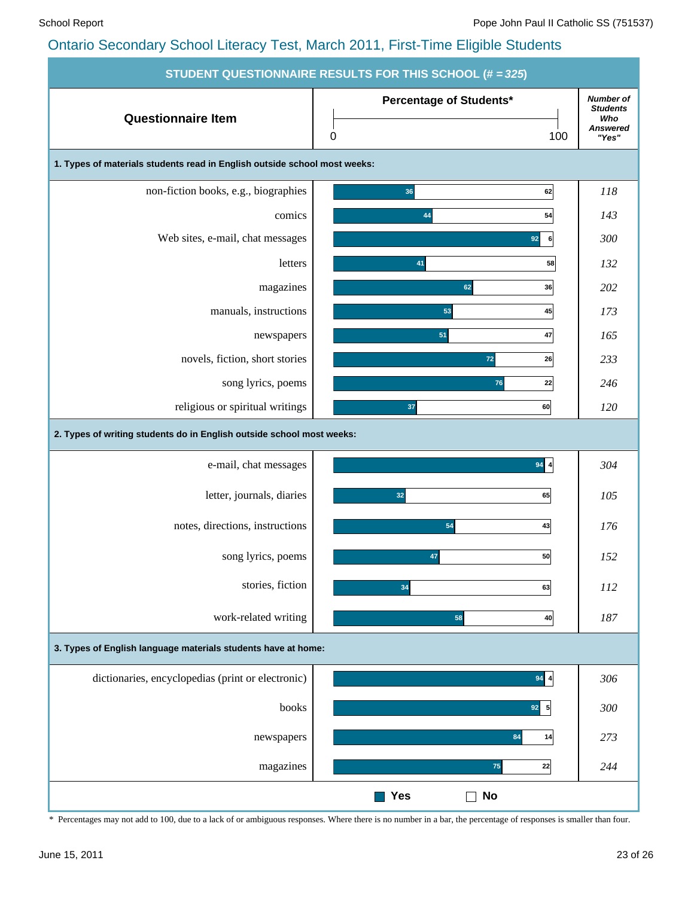## Ontario Secondary School Literacy Test, March 2011, First-Time Eligible Students

### STUDENT QUESTIONNAIRE RESULTS FOR THIS SCHOOL (# = 325)

| Questionnaire Item | Percentage of Students* Yes | Percentage of Students* No | Number of Students Who Answered "Yes" |
|---|---|---|---|
| **1. Types of materials students read in English outside school most weeks:** | | | |
| non-fiction books, e.g., biographies | 36 | 62 | 118 |
| comics | 44 | 54 | 143 |
| Web sites, e-mail, chat messages | 92 | 6 | 300 |
| letters | 41 | 58 | 132 |
| magazines | 62 | 36 | 202 |
| manuals, instructions | 53 | 45 | 173 |
| newspapers | 51 | 47 | 165 |
| novels, fiction, short stories | 72 | 26 | 233 |
| song lyrics, poems | 76 | 22 | 246 |
| religious or spiritual writings | 37 | 60 | 120 |
| **2. Types of writing students do in English outside school most weeks:** | | | |
| e-mail, chat messages | 94 | 4 | 304 |
| letter, journals, diaries | 32 | 65 | 105 |
| notes, directions, instructions | 54 | 43 | 176 |
| song lyrics, poems | 47 | 50 | 152 |
| stories, fiction | 34 | 63 | 112 |
| work-related writing | 58 | 40 | 187 |
| **3. Types of English language materials students have at home:** | | | |
| dictionaries, encyclopedias (print or electronic) | 94 | 4 | 306 |
| books | 92 | 5 | 300 |
| newspapers | 84 | 14 | 273 |
| magazines | 75 | 22 | 244 |

\* Percentages may not add to 100, due to a lack of or ambiguous responses. Where there is no number in a bar, the percentage of responses is smaller than four.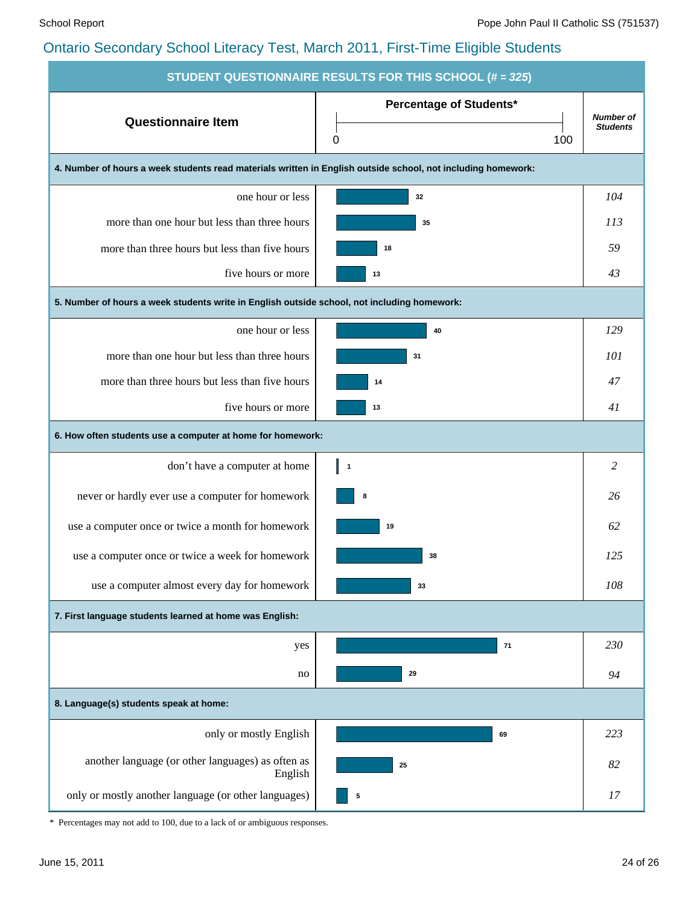## Ontario Secondary School Literacy Test, March 2011, First-Time Eligible Students

**STUDENT QUESTIONNAIRE RESULTS FOR THIS SCHOOL (# = *325*)**

| Questionnaire Item | Percentage of Students* | *Number of Students* |
|---|---|---|
| **4. Number of hours a week students read materials written in English outside school, not including homework:** | | |
| one hour or less | 32 | *104* |
| more than one hour but less than three hours | 35 | *113* |
| more than three hours but less than five hours | 18 | *59* |
| five hours or more | 13 | *43* |
| **5. Number of hours a week students write in English outside school, not including homework:** | | |
| one hour or less | 40 | *129* |
| more than one hour but less than three hours | 31 | *101* |
| more than three hours but less than five hours | 14 | *47* |
| five hours or more | 13 | *41* |
| **6. How often students use a computer at home for homework:** | | |
| don't have a computer at home | 1 | *2* |
| never or hardly ever use a computer for homework | 8 | *26* |
| use a computer once or twice a month for homework | 19 | *62* |
| use a computer once or twice a week for homework | 38 | *125* |
| use a computer almost every day for homework | 33 | *108* |
| **7. First language students learned at home was English:** | | |
| yes | 71 | *230* |
| no | 29 | *94* |
| **8. Language(s) students speak at home:** | | |
| only or mostly English | 69 | *223* |
| another language (or other languages) as often as English | 25 | *82* |
| only or mostly another language (or other languages) | 5 | *17* |

\* Percentages may not add to 100, due to a lack of or ambiguous responses.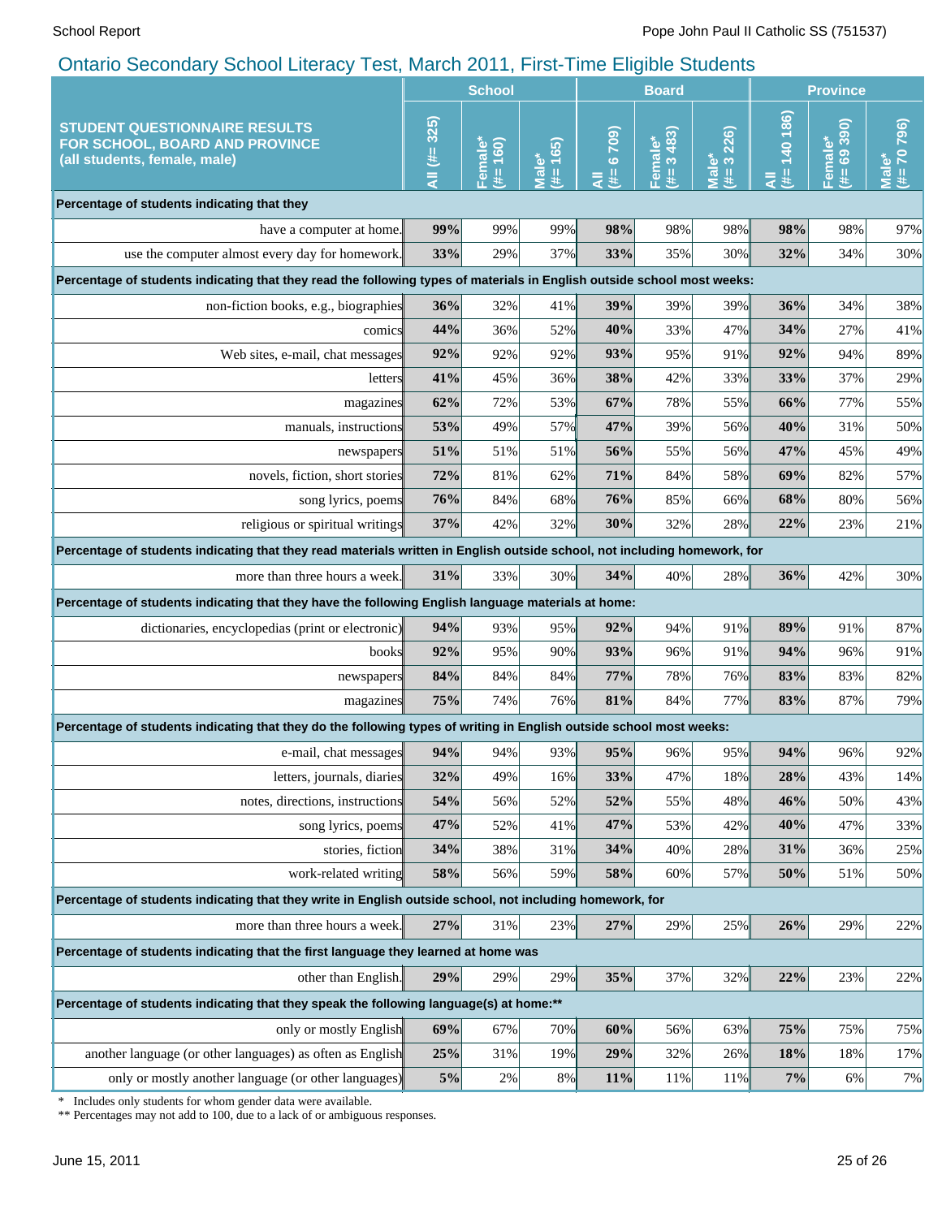## Ontario Secondary School Literacy Test, March 2011, First-Time Eligible Students

| STUDENT QUESTIONNAIRE RESULTS FOR SCHOOL, BOARD AND PROVINCE (all students, female, male) | School | | | Board | | | Province | | |
|---|---|---|---|---|---|---|---|---|---|
| | All (#= 325) | Female* (#= 160) | Male* (#= 165) | All (#= 6 709) | Female* (#= 3 483) | Male* (#= 3 226) | All (#= 140 186) | Female* (#= 69 390) | Male* (#= 70 796) |
| **Percentage of students indicating that they** | | | | | | | | | |
| have a computer at home. | **99%** | 99% | 99% | **98%** | 98% | 98% | **98%** | 98% | 97% |
| use the computer almost every day for homework. | **33%** | 29% | 37% | **33%** | 35% | 30% | **32%** | 34% | 30% |
| **Percentage of students indicating that they read the following types of materials in English outside school most weeks:** | | | | | | | | | |
| non-fiction books, e.g., biographies | **36%** | 32% | 41% | **39%** | 39% | 39% | **36%** | 34% | 38% |
| comics | **44%** | 36% | 52% | **40%** | 33% | 47% | **34%** | 27% | 41% |
| Web sites, e-mail, chat messages | **92%** | 92% | 92% | **93%** | 95% | 91% | **92%** | 94% | 89% |
| letters | **41%** | 45% | 36% | **38%** | 42% | 33% | **33%** | 37% | 29% |
| magazines | **62%** | 72% | 53% | **67%** | 78% | 55% | **66%** | 77% | 55% |
| manuals, instructions | **53%** | 49% | 57% | **47%** | 39% | 56% | **40%** | 31% | 50% |
| newspapers | **51%** | 51% | 51% | **56%** | 55% | 56% | **47%** | 45% | 49% |
| novels, fiction, short stories | **72%** | 81% | 62% | **71%** | 84% | 58% | **69%** | 82% | 57% |
| song lyrics, poems | **76%** | 84% | 68% | **76%** | 85% | 66% | **68%** | 80% | 56% |
| religious or spiritual writings | **37%** | 42% | 32% | **30%** | 32% | 28% | **22%** | 23% | 21% |
| **Percentage of students indicating that they read materials written in English outside school, not including homework, for** | | | | | | | | | |
| more than three hours a week. | **31%** | 33% | 30% | **34%** | 40% | 28% | **36%** | 42% | 30% |
| **Percentage of students indicating that they have the following English language materials at home:** | | | | | | | | | |
| dictionaries, encyclopedias (print or electronic) | **94%** | 93% | 95% | **92%** | 94% | 91% | **89%** | 91% | 87% |
| books | **92%** | 95% | 90% | **93%** | 96% | 91% | **94%** | 96% | 91% |
| newspapers | **84%** | 84% | 84% | **77%** | 78% | 76% | **83%** | 83% | 82% |
| magazines | **75%** | 74% | 76% | **81%** | 84% | 77% | **83%** | 87% | 79% |
| **Percentage of students indicating that they do the following types of writing in English outside school most weeks:** | | | | | | | | | |
| e-mail, chat messages | **94%** | 94% | 93% | **95%** | 96% | 95% | **94%** | 96% | 92% |
| letters, journals, diaries | **32%** | 49% | 16% | **33%** | 47% | 18% | **28%** | 43% | 14% |
| notes, directions, instructions | **54%** | 56% | 52% | **52%** | 55% | 48% | **46%** | 50% | 43% |
| song lyrics, poems | **47%** | 52% | 41% | **47%** | 53% | 42% | **40%** | 47% | 33% |
| stories, fiction | **34%** | 38% | 31% | **34%** | 40% | 28% | **31%** | 36% | 25% |
| work-related writing | **58%** | 56% | 59% | **58%** | 60% | 57% | **50%** | 51% | 50% |
| **Percentage of students indicating that they write in English outside school, not including homework, for** | | | | | | | | | |
| more than three hours a week. | **27%** | 31% | 23% | **27%** | 29% | 25% | **26%** | 29% | 22% |
| **Percentage of students indicating that the first language they learned at home was** | | | | | | | | | |
| other than English. | **29%** | 29% | 29% | **35%** | 37% | 32% | **22%** | 23% | 22% |
| **Percentage of students indicating that they speak the following language(s) at home:\*\*** | | | | | | | | | |
| only or mostly English | **69%** | 67% | 70% | **60%** | 56% | 63% | **75%** | 75% | 75% |
| another language (or other languages) as often as English | **25%** | 31% | 19% | **29%** | 32% | 26% | **18%** | 18% | 17% |
| only or mostly another language (or other languages) | **5%** | 2% | 8% | **11%** | 11% | 11% | **7%** | 6% | 7% |

\* Includes only students for whom gender data were available.
\*\* Percentages may not add to 100, due to a lack of or ambiguous responses.

June 15, 2011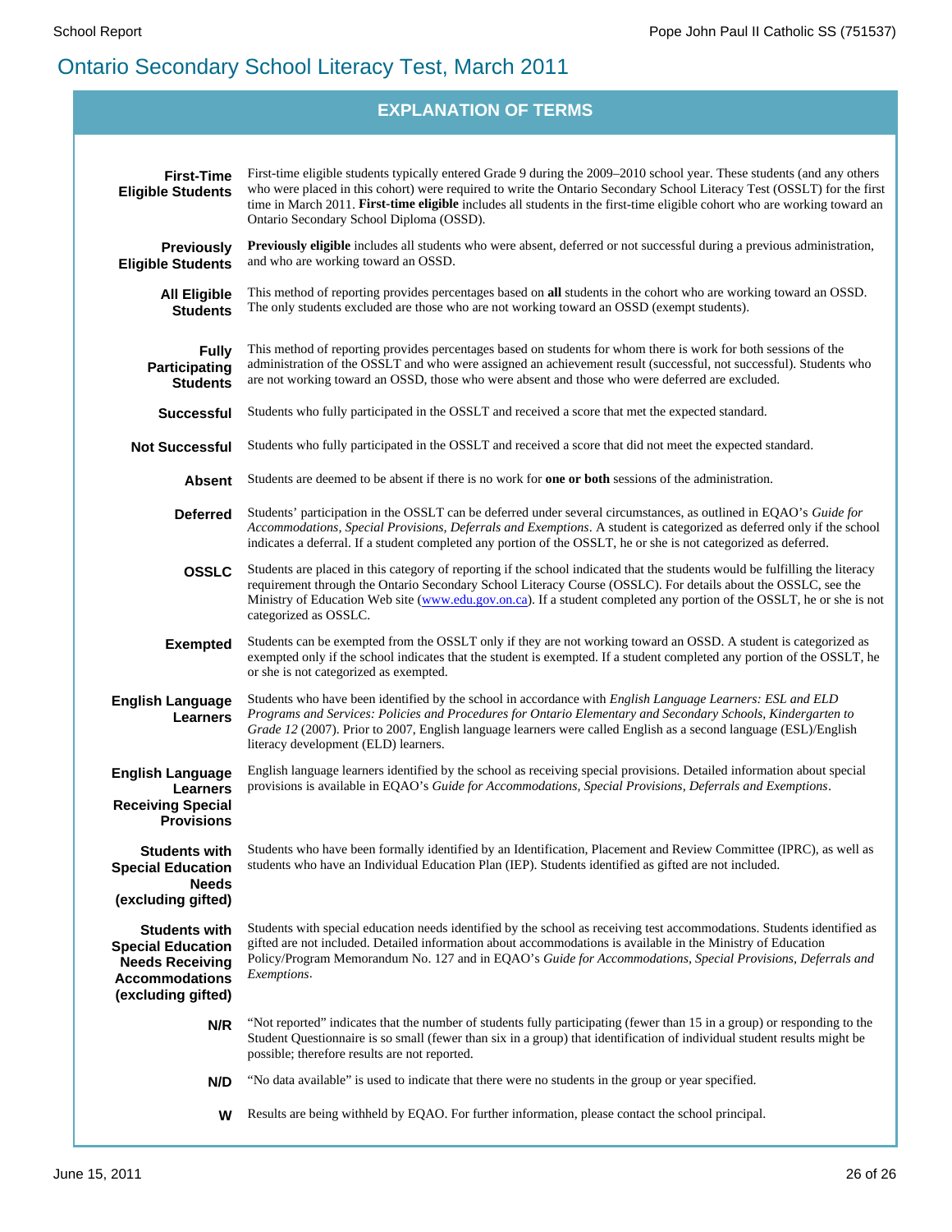# Ontario Secondary School Literacy Test, March 2011

## EXPLANATION OF TERMS

**First-Time Eligible Students**
First-time eligible students typically entered Grade 9 during the 2009–2010 school year. These students (and any others who were placed in this cohort) were required to write the Ontario Secondary School Literacy Test (OSSLT) for the first time in March 2011. **First-time eligible** includes all students in the first-time eligible cohort who are working toward an Ontario Secondary School Diploma (OSSD).

**Previously Eligible Students**
**Previously eligible** includes all students who were absent, deferred or not successful during a previous administration, and who are working toward an OSSD.

**All Eligible Students**
This method of reporting provides percentages based on **all** students in the cohort who are working toward an OSSD. The only students excluded are those who are not working toward an OSSD (exempt students).

**Fully Participating Students**
This method of reporting provides percentages based on students for whom there is work for both sessions of the administration of the OSSLT and who were assigned an achievement result (successful, not successful). Students who are not working toward an OSSD, those who were absent and those who were deferred are excluded.

**Successful**
Students who fully participated in the OSSLT and received a score that met the expected standard.

**Not Successful**
Students who fully participated in the OSSLT and received a score that did not meet the expected standard.

**Absent**
Students are deemed to be absent if there is no work for **one or both** sessions of the administration.

**Deferred**
Students' participation in the OSSLT can be deferred under several circumstances, as outlined in EQAO's *Guide for Accommodations, Special Provisions, Deferrals and Exemptions*. A student is categorized as deferred only if the school indicates a deferral. If a student completed any portion of the OSSLT, he or she is not categorized as deferred.

**OSSLC**
Students are placed in this category of reporting if the school indicated that the students would be fulfilling the literacy requirement through the Ontario Secondary School Literacy Course (OSSLC). For details about the OSSLC, see the Ministry of Education Web site (www.edu.gov.on.ca). If a student completed any portion of the OSSLT, he or she is not categorized as OSSLC.

**Exempted**
Students can be exempted from the OSSLT only if they are not working toward an OSSD. A student is categorized as exempted only if the school indicates that the student is exempted. If a student completed any portion of the OSSLT, he or she is not categorized as exempted.

**English Language Learners**
Students who have been identified by the school in accordance with *English Language Learners: ESL and ELD Programs and Services: Policies and Procedures for Ontario Elementary and Secondary Schools, Kindergarten to Grade 12* (2007). Prior to 2007, English language learners were called English as a second language (ESL)/English literacy development (ELD) learners.

**English Language Learners Receiving Special Provisions**
English language learners identified by the school as receiving special provisions. Detailed information about special provisions is available in EQAO's *Guide for Accommodations, Special Provisions, Deferrals and Exemptions*.

**Students with Special Education Needs (excluding gifted)**
Students who have been formally identified by an Identification, Placement and Review Committee (IPRC), as well as students who have an Individual Education Plan (IEP). Students identified as gifted are not included.

**Students with Special Education Needs Receiving Accommodations (excluding gifted)**
Students with special education needs identified by the school as receiving test accommodations. Students identified as gifted are not included. Detailed information about accommodations is available in the Ministry of Education Policy/Program Memorandum No. 127 and in EQAO's *Guide for Accommodations, Special Provisions, Deferrals and Exemptions*.

**N/R**
"Not reported" indicates that the number of students fully participating (fewer than 15 in a group) or responding to the Student Questionnaire is so small (fewer than six in a group) that identification of individual student results might be possible; therefore results are not reported.

**N/D**
"No data available" is used to indicate that there were no students in the group or year specified.

**W**
Results are being withheld by EQAO. For further information, please contact the school principal.